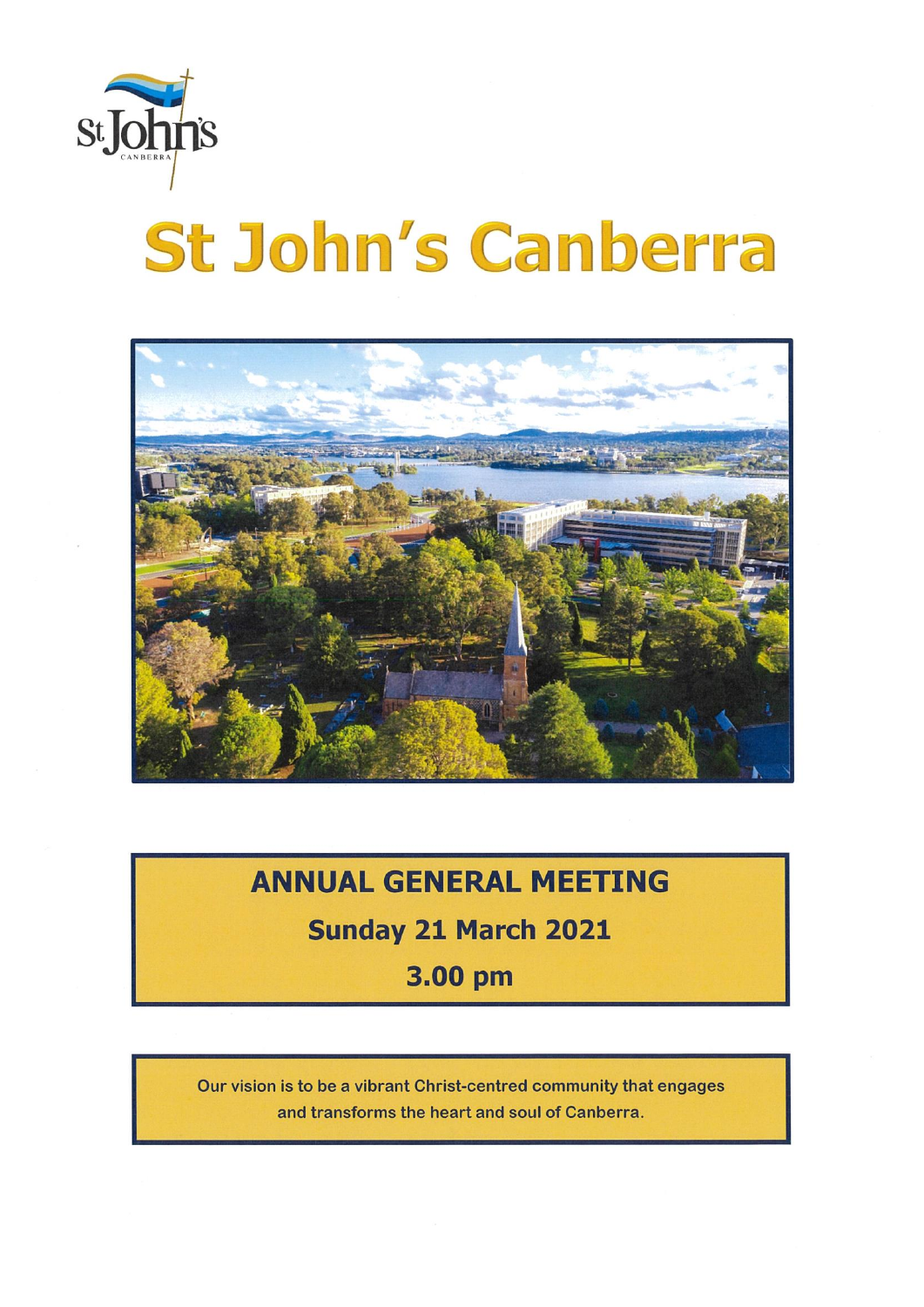# St John's Canberra

## ANNUAL GENERAL MEETING

**Sunday 21 March 2021**

**3.00 pm**

Our vision is to be a vibrant Christ-centred community that engages and transforms the heart and soul of Canberra.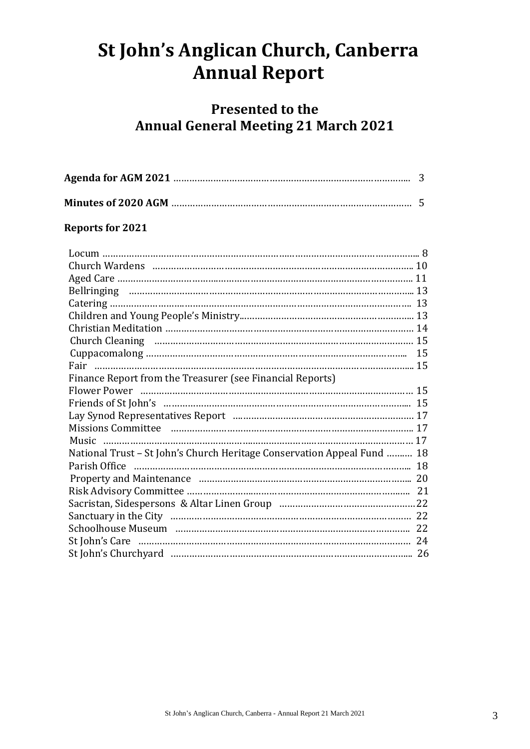# St John's Anglican Church, Canberra Annual Report

## Presented to the Annual General Meeting 21 March 2021

**Agenda for AGM 2021** ........................................................................ 3

**Minutes of 2020 AGM** ........................................................................ 5

**Reports for 2021**

Locum ........................................................................ 8
Church Wardens ........................................................................ 10
Aged Care ........................................................................ 11
Bellringing ........................................................................ 13
Catering ........................................................................ 13
Children and Young People's Ministry........................................................................ 13
Christian Meditation ........................................................................ 14
Church Cleaning ........................................................................ 15
Cuppacomalong ........................................................................ 15
Fair ........................................................................ 15
Finance Report from the Treasurer (see Financial Reports)
Flower Power ........................................................................ 15
Friends of St John's ........................................................................ 15
Lay Synod Representatives Report ........................................................................ 17
Missions Committee ........................................................................ 17
Music ........................................................................ 17
National Trust – St John's Church Heritage Conservation Appeal Fund .......... 18
Parish Office ........................................................................ 18
Property and Maintenance ........................................................................ 20
Risk Advisory Committee ........................................................................ 21
Sacristan, Sidespersons & Altar Linen Group ........................................................................ 22
Sanctuary in the City ........................................................................ 22
Schoolhouse Museum ........................................................................ 22
St John's Care ........................................................................ 24
St John's Churchyard ........................................................................ 26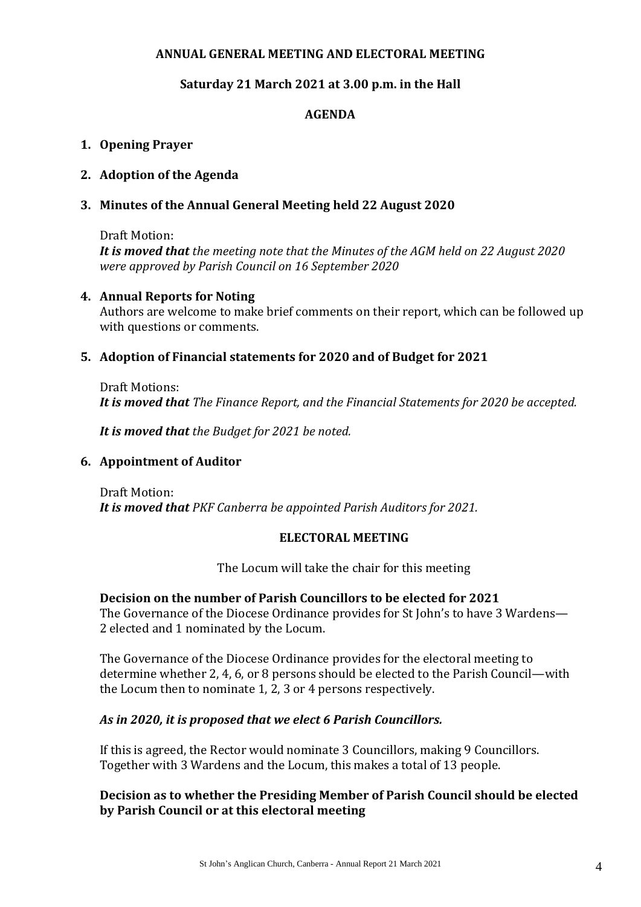**ANNUAL GENERAL MEETING AND ELECTORAL MEETING**

**Saturday 21 March 2021 at 3.00 p.m. in the Hall**

**AGENDA**

1. **Opening Prayer**

2. **Adoption of the Agenda**

3. **Minutes of the Annual General Meeting held 22 August 2020**

   Draft Motion:
   ***It is moved that*** *the meeting note that the Minutes of the AGM held on 22 August 2020 were approved by Parish Council on 16 September 2020*

4. **Annual Reports for Noting**
   Authors are welcome to make brief comments on their report, which can be followed up with questions or comments.

5. **Adoption of Financial statements for 2020 and of Budget for 2021**

   Draft Motions:
   ***It is moved that*** *The Finance Report, and the Financial Statements for 2020 be accepted.*

   ***It is moved that*** *the Budget for 2021 be noted.*

6. **Appointment of Auditor**

   Draft Motion:
   ***It is moved that*** *PKF Canberra be appointed Parish Auditors for 2021.*

**ELECTORAL MEETING**

The Locum will take the chair for this meeting

**Decision on the number of Parish Councillors to be elected for 2021**
The Governance of the Diocese Ordinance provides for St John's to have 3 Wardens—2 elected and 1 nominated by the Locum.

The Governance of the Diocese Ordinance provides for the electoral meeting to determine whether 2, 4, 6, or 8 persons should be elected to the Parish Council—with the Locum then to nominate 1, 2, 3 or 4 persons respectively.

***As in 2020, it is proposed that we elect 6 Parish Councillors.***

If this is agreed, the Rector would nominate 3 Councillors, making 9 Councillors. Together with 3 Wardens and the Locum, this makes a total of 13 people.

**Decision as to whether the Presiding Member of Parish Council should be elected by Parish Council or at this electoral meeting**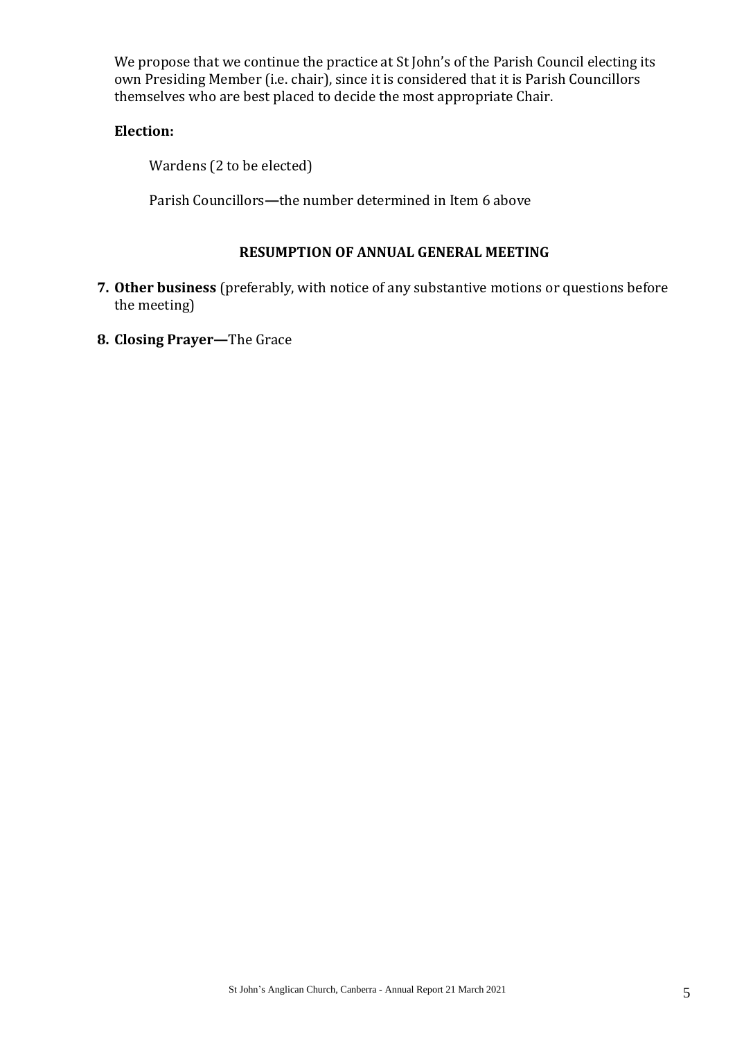We propose that we continue the practice at St John's of the Parish Council electing its own Presiding Member (i.e. chair), since it is considered that it is Parish Councillors themselves who are best placed to decide the most appropriate Chair.

**Election:**

Wardens (2 to be elected)

Parish Councillors**—**the number determined in Item 6 above

**RESUMPTION OF ANNUAL GENERAL MEETING**

7. **Other business** (preferably, with notice of any substantive motions or questions before the meeting)
8. **Closing Prayer—**The Grace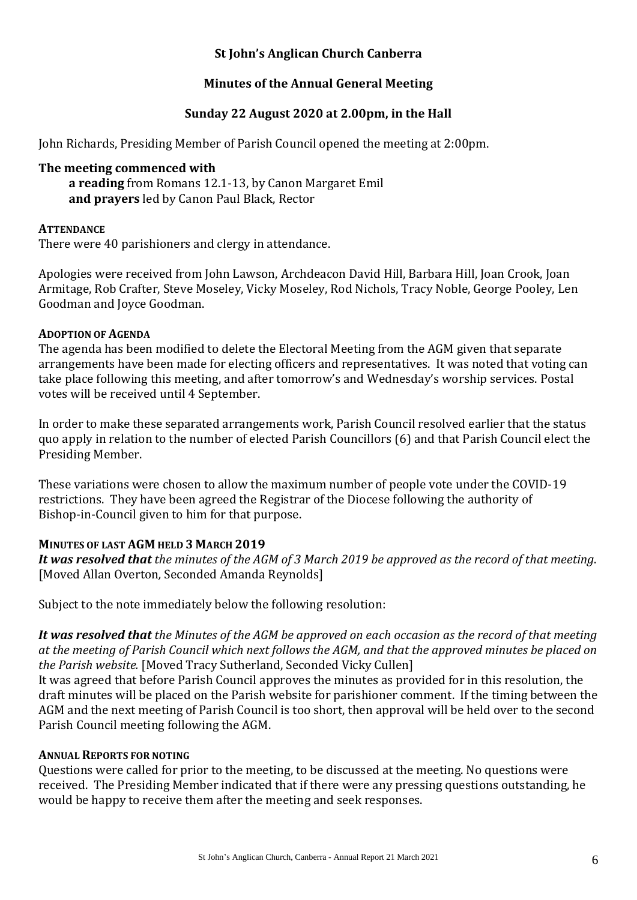**St John's Anglican Church Canberra**

**Minutes of the Annual General Meeting**

**Sunday 22 August 2020 at 2.00pm, in the Hall**

John Richards, Presiding Member of Parish Council opened the meeting at 2:00pm.

**The meeting commenced with**

**a reading** from Romans 12.1-13, by Canon Margaret Emil
**and prayers** led by Canon Paul Black, Rector

**ATTENDANCE**

There were 40 parishioners and clergy in attendance.

Apologies were received from John Lawson, Archdeacon David Hill, Barbara Hill, Joan Crook, Joan Armitage, Rob Crafter, Steve Moseley, Vicky Moseley, Rod Nichols, Tracy Noble, George Pooley, Len Goodman and Joyce Goodman.

**ADOPTION OF AGENDA**

The agenda has been modified to delete the Electoral Meeting from the AGM given that separate arrangements have been made for electing officers and representatives. It was noted that voting can take place following this meeting, and after tomorrow's and Wednesday's worship services. Postal votes will be received until 4 September.

In order to make these separated arrangements work, Parish Council resolved earlier that the status quo apply in relation to the number of elected Parish Councillors (6) and that Parish Council elect the Presiding Member.

These variations were chosen to allow the maximum number of people vote under the COVID-19 restrictions. They have been agreed the Registrar of the Diocese following the authority of Bishop-in-Council given to him for that purpose.

**MINUTES OF LAST AGM HELD 3 MARCH 2019**

***It was resolved that*** *the minutes of the AGM of 3 March 2019 be approved as the record of that meeting*. [Moved Allan Overton, Seconded Amanda Reynolds]

Subject to the note immediately below the following resolution:

***It was resolved that*** *the Minutes of the AGM be approved on each occasion as the record of that meeting at the meeting of Parish Council which next follows the AGM, and that the approved minutes be placed on the Parish website.* [Moved Tracy Sutherland, Seconded Vicky Cullen]

It was agreed that before Parish Council approves the minutes as provided for in this resolution, the draft minutes will be placed on the Parish website for parishioner comment. If the timing between the AGM and the next meeting of Parish Council is too short, then approval will be held over to the second Parish Council meeting following the AGM.

**ANNUAL REPORTS FOR NOTING**

Questions were called for prior to the meeting, to be discussed at the meeting. No questions were received. The Presiding Member indicated that if there were any pressing questions outstanding, he would be happy to receive them after the meeting and seek responses.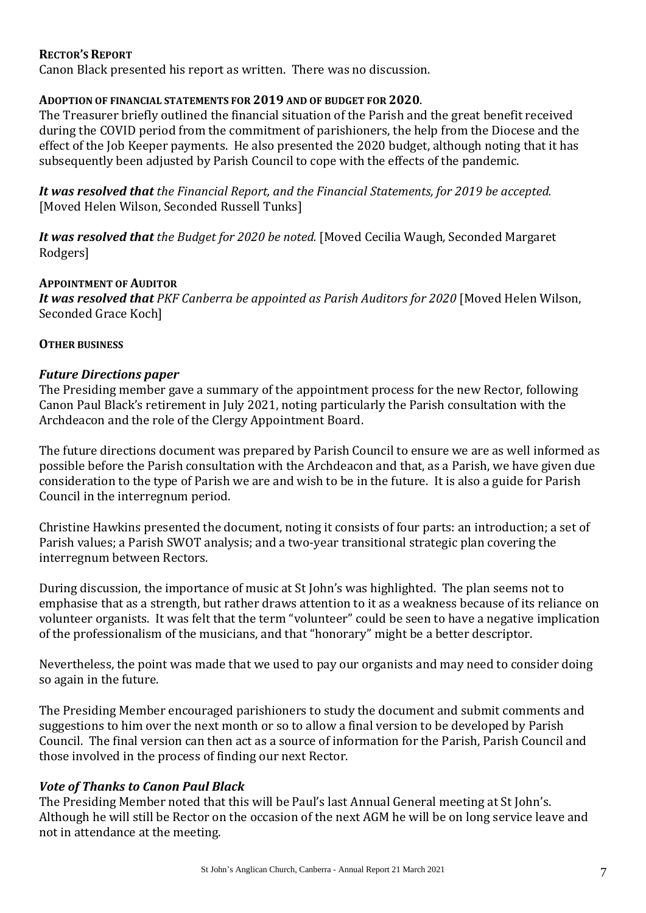**RECTOR'S REPORT**

Canon Black presented his report as written. There was no discussion.

**ADOPTION OF FINANCIAL STATEMENTS FOR 2019 AND OF BUDGET FOR 2020**.

The Treasurer briefly outlined the financial situation of the Parish and the great benefit received during the COVID period from the commitment of parishioners, the help from the Diocese and the effect of the Job Keeper payments. He also presented the 2020 budget, although noting that it has subsequently been adjusted by Parish Council to cope with the effects of the pandemic.

***It was resolved that*** *the Financial Report, and the Financial Statements, for 2019 be accepted.* [Moved Helen Wilson, Seconded Russell Tunks]

***It was resolved that*** *the Budget for 2020 be noted.* [Moved Cecilia Waugh, Seconded Margaret Rodgers]

**APPOINTMENT OF AUDITOR**

***It was resolved that*** *PKF Canberra be appointed as Parish Auditors for 2020* [Moved Helen Wilson, Seconded Grace Koch]

**OTHER BUSINESS**

***Future Directions paper***

The Presiding member gave a summary of the appointment process for the new Rector, following Canon Paul Black's retirement in July 2021, noting particularly the Parish consultation with the Archdeacon and the role of the Clergy Appointment Board.

The future directions document was prepared by Parish Council to ensure we are as well informed as possible before the Parish consultation with the Archdeacon and that, as a Parish, we have given due consideration to the type of Parish we are and wish to be in the future. It is also a guide for Parish Council in the interregnum period.

Christine Hawkins presented the document, noting it consists of four parts: an introduction; a set of Parish values; a Parish SWOT analysis; and a two-year transitional strategic plan covering the interregnum between Rectors.

During discussion, the importance of music at St John's was highlighted. The plan seems not to emphasise that as a strength, but rather draws attention to it as a weakness because of its reliance on volunteer organists. It was felt that the term "volunteer" could be seen to have a negative implication of the professionalism of the musicians, and that "honorary" might be a better descriptor.

Nevertheless, the point was made that we used to pay our organists and may need to consider doing so again in the future.

The Presiding Member encouraged parishioners to study the document and submit comments and suggestions to him over the next month or so to allow a final version to be developed by Parish Council. The final version can then act as a source of information for the Parish, Parish Council and those involved in the process of finding our next Rector.

***Vote of Thanks to Canon Paul Black***

The Presiding Member noted that this will be Paul's last Annual General meeting at St John's. Although he will still be Rector on the occasion of the next AGM he will be on long service leave and not in attendance at the meeting.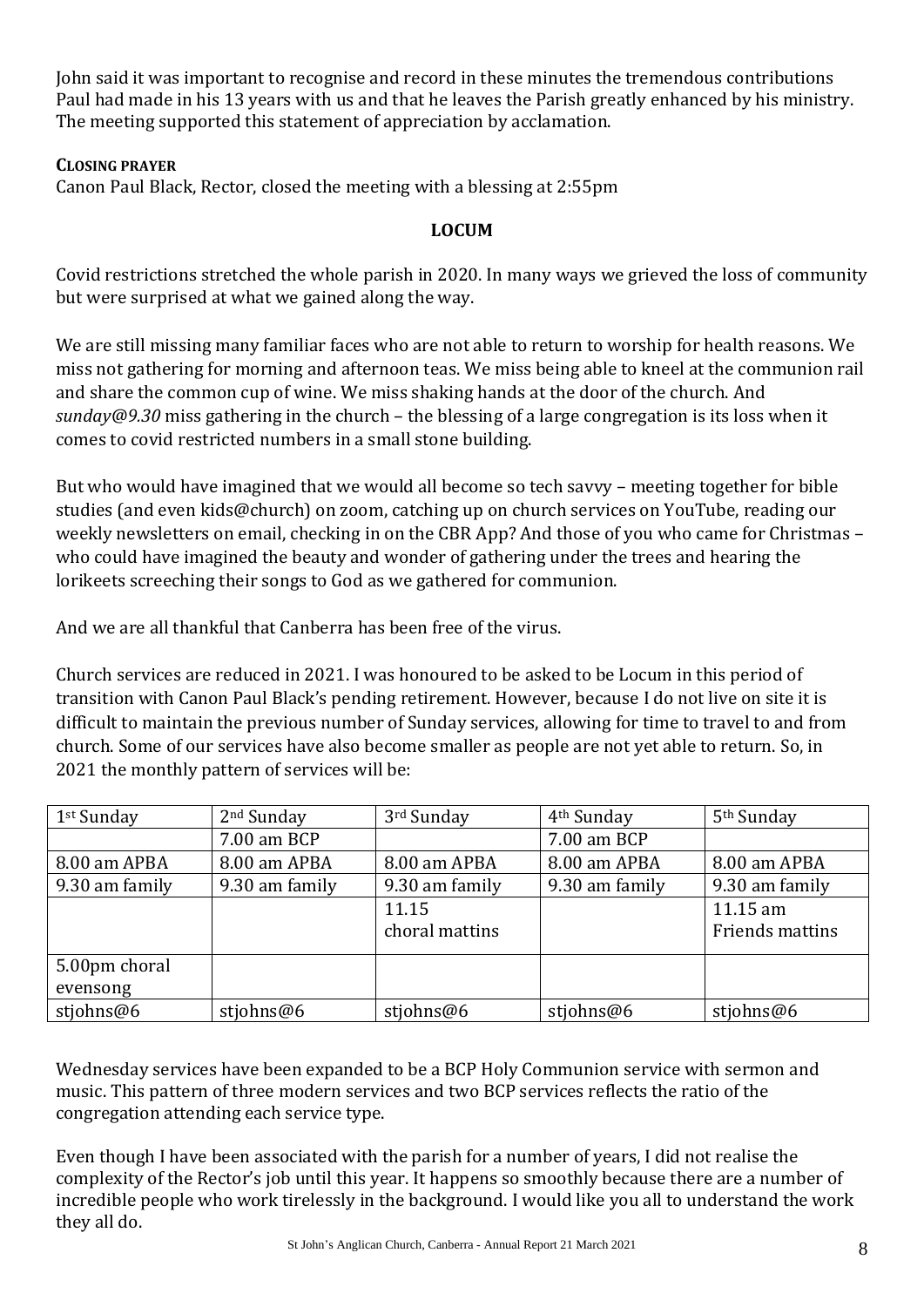John said it was important to recognise and record in these minutes the tremendous contributions Paul had made in his 13 years with us and that he leaves the Parish greatly enhanced by his ministry. The meeting supported this statement of appreciation by acclamation.

**CLOSING PRAYER**

Canon Paul Black, Rector, closed the meeting with a blessing at 2:55pm

## LOCUM

Covid restrictions stretched the whole parish in 2020. In many ways we grieved the loss of community but were surprised at what we gained along the way.

We are still missing many familiar faces who are not able to return to worship for health reasons. We miss not gathering for morning and afternoon teas. We miss being able to kneel at the communion rail and share the common cup of wine. We miss shaking hands at the door of the church. And *sunday@9.30* miss gathering in the church – the blessing of a large congregation is its loss when it comes to covid restricted numbers in a small stone building.

But who would have imagined that we would all become so tech savvy – meeting together for bible studies (and even kids@church) on zoom, catching up on church services on YouTube, reading our weekly newsletters on email, checking in on the CBR App? And those of you who came for Christmas – who could have imagined the beauty and wonder of gathering under the trees and hearing the lorikeets screeching their songs to God as we gathered for communion.

And we are all thankful that Canberra has been free of the virus.

Church services are reduced in 2021. I was honoured to be asked to be Locum in this period of transition with Canon Paul Black's pending retirement. However, because I do not live on site it is difficult to maintain the previous number of Sunday services, allowing for time to travel to and from church. Some of our services have also become smaller as people are not yet able to return. So, in 2021 the monthly pattern of services will be:

| 1st Sunday | 2nd Sunday | 3rd Sunday | 4th Sunday | 5th Sunday |
|---|---|---|---|---|
| | 7.00 am BCP | | 7.00 am BCP | |
| 8.00 am APBA | 8.00 am APBA | 8.00 am APBA | 8.00 am APBA | 8.00 am APBA |
| 9.30 am family | 9.30 am family | 9.30 am family | 9.30 am family | 9.30 am family |
| | | 11.15 choral mattins | | 11.15 am Friends mattins |
| 5.00pm choral evensong | | | | |
| stjohns@6 | stjohns@6 | stjohns@6 | stjohns@6 | stjohns@6 |

Wednesday services have been expanded to be a BCP Holy Communion service with sermon and music. This pattern of three modern services and two BCP services reflects the ratio of the congregation attending each service type.

Even though I have been associated with the parish for a number of years, I did not realise the complexity of the Rector's job until this year. It happens so smoothly because there are a number of incredible people who work tirelessly in the background. I would like you all to understand the work they all do.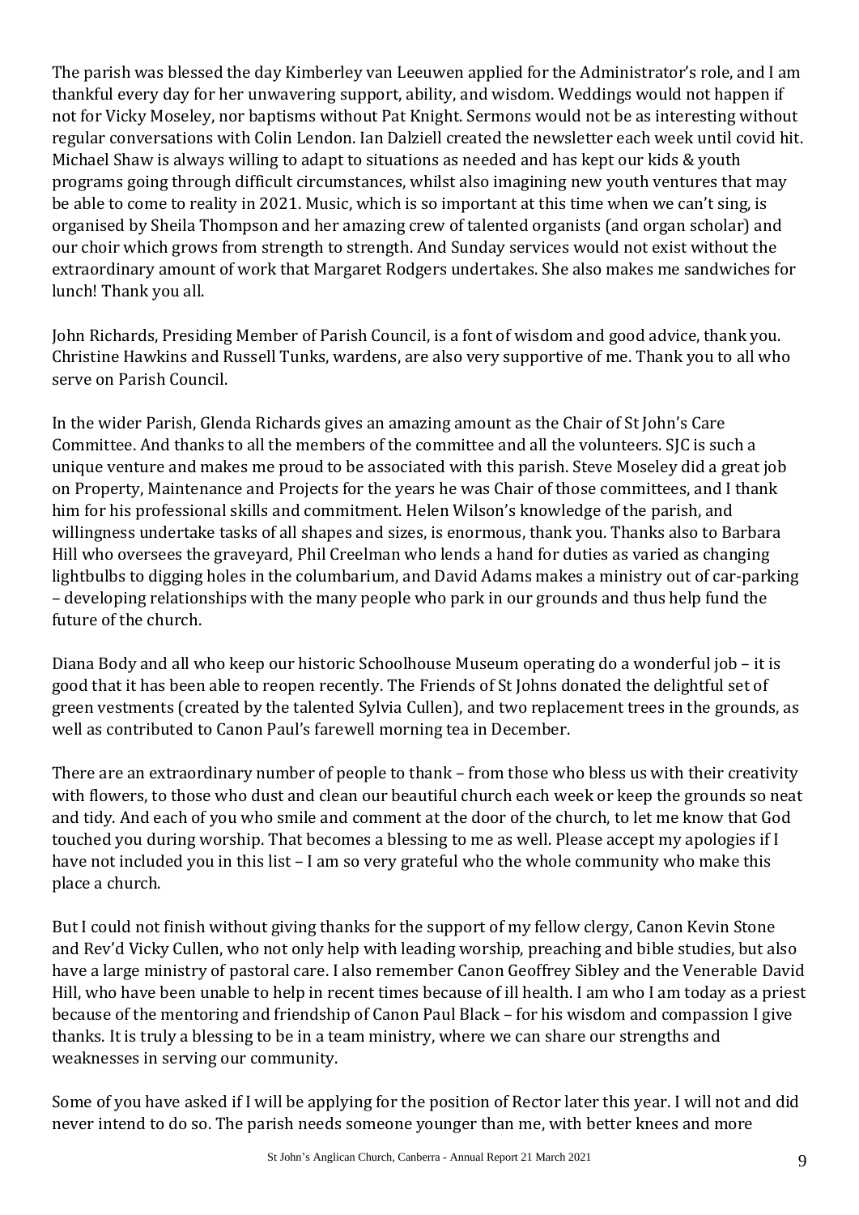The parish was blessed the day Kimberley van Leeuwen applied for the Administrator's role, and I am thankful every day for her unwavering support, ability, and wisdom. Weddings would not happen if not for Vicky Moseley, nor baptisms without Pat Knight. Sermons would not be as interesting without regular conversations with Colin Lendon. Ian Dalziell created the newsletter each week until covid hit. Michael Shaw is always willing to adapt to situations as needed and has kept our kids & youth programs going through difficult circumstances, whilst also imagining new youth ventures that may be able to come to reality in 2021. Music, which is so important at this time when we can't sing, is organised by Sheila Thompson and her amazing crew of talented organists (and organ scholar) and our choir which grows from strength to strength. And Sunday services would not exist without the extraordinary amount of work that Margaret Rodgers undertakes. She also makes me sandwiches for lunch! Thank you all.

John Richards, Presiding Member of Parish Council, is a font of wisdom and good advice, thank you. Christine Hawkins and Russell Tunks, wardens, are also very supportive of me. Thank you to all who serve on Parish Council.

In the wider Parish, Glenda Richards gives an amazing amount as the Chair of St John's Care Committee. And thanks to all the members of the committee and all the volunteers. SJC is such a unique venture and makes me proud to be associated with this parish. Steve Moseley did a great job on Property, Maintenance and Projects for the years he was Chair of those committees, and I thank him for his professional skills and commitment. Helen Wilson's knowledge of the parish, and willingness undertake tasks of all shapes and sizes, is enormous, thank you. Thanks also to Barbara Hill who oversees the graveyard, Phil Creelman who lends a hand for duties as varied as changing lightbulbs to digging holes in the columbarium, and David Adams makes a ministry out of car-parking – developing relationships with the many people who park in our grounds and thus help fund the future of the church.

Diana Body and all who keep our historic Schoolhouse Museum operating do a wonderful job – it is good that it has been able to reopen recently. The Friends of St Johns donated the delightful set of green vestments (created by the talented Sylvia Cullen), and two replacement trees in the grounds, as well as contributed to Canon Paul's farewell morning tea in December.

There are an extraordinary number of people to thank – from those who bless us with their creativity with flowers, to those who dust and clean our beautiful church each week or keep the grounds so neat and tidy. And each of you who smile and comment at the door of the church, to let me know that God touched you during worship. That becomes a blessing to me as well. Please accept my apologies if I have not included you in this list – I am so very grateful who the whole community who make this place a church.

But I could not finish without giving thanks for the support of my fellow clergy, Canon Kevin Stone and Rev'd Vicky Cullen, who not only help with leading worship, preaching and bible studies, but also have a large ministry of pastoral care. I also remember Canon Geoffrey Sibley and the Venerable David Hill, who have been unable to help in recent times because of ill health. I am who I am today as a priest because of the mentoring and friendship of Canon Paul Black – for his wisdom and compassion I give thanks. It is truly a blessing to be in a team ministry, where we can share our strengths and weaknesses in serving our community.

Some of you have asked if I will be applying for the position of Rector later this year. I will not and did never intend to do so. The parish needs someone younger than me, with better knees and more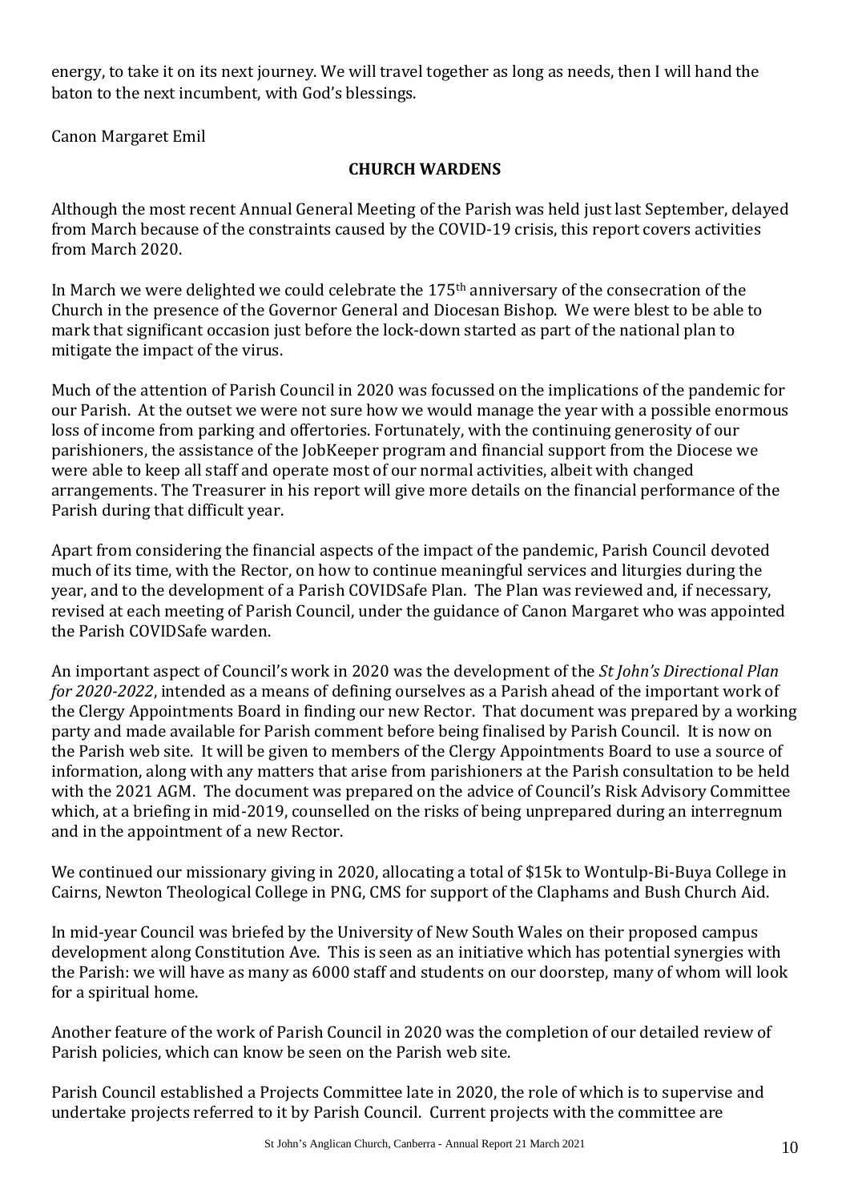energy, to take it on its next journey. We will travel together as long as needs, then I will hand the baton to the next incumbent, with God's blessings.

Canon Margaret Emil

## CHURCH WARDENS

Although the most recent Annual General Meeting of the Parish was held just last September, delayed from March because of the constraints caused by the COVID-19 crisis, this report covers activities from March 2020.

In March we were delighted we could celebrate the 175th anniversary of the consecration of the Church in the presence of the Governor General and Diocesan Bishop. We were blest to be able to mark that significant occasion just before the lock-down started as part of the national plan to mitigate the impact of the virus.

Much of the attention of Parish Council in 2020 was focussed on the implications of the pandemic for our Parish. At the outset we were not sure how we would manage the year with a possible enormous loss of income from parking and offertories. Fortunately, with the continuing generosity of our parishioners, the assistance of the JobKeeper program and financial support from the Diocese we were able to keep all staff and operate most of our normal activities, albeit with changed arrangements. The Treasurer in his report will give more details on the financial performance of the Parish during that difficult year.

Apart from considering the financial aspects of the impact of the pandemic, Parish Council devoted much of its time, with the Rector, on how to continue meaningful services and liturgies during the year, and to the development of a Parish COVIDSafe Plan. The Plan was reviewed and, if necessary, revised at each meeting of Parish Council, under the guidance of Canon Margaret who was appointed the Parish COVIDSafe warden.

An important aspect of Council's work in 2020 was the development of the *St John's Directional Plan for 2020-2022*, intended as a means of defining ourselves as a Parish ahead of the important work of the Clergy Appointments Board in finding our new Rector. That document was prepared by a working party and made available for Parish comment before being finalised by Parish Council. It is now on the Parish web site. It will be given to members of the Clergy Appointments Board to use a source of information, along with any matters that arise from parishioners at the Parish consultation to be held with the 2021 AGM. The document was prepared on the advice of Council's Risk Advisory Committee which, at a briefing in mid-2019, counselled on the risks of being unprepared during an interregnum and in the appointment of a new Rector.

We continued our missionary giving in 2020, allocating a total of $15k to Wontulp-Bi-Buya College in Cairns, Newton Theological College in PNG, CMS for support of the Claphams and Bush Church Aid.

In mid-year Council was briefed by the University of New South Wales on their proposed campus development along Constitution Ave. This is seen as an initiative which has potential synergies with the Parish: we will have as many as 6000 staff and students on our doorstep, many of whom will look for a spiritual home.

Another feature of the work of Parish Council in 2020 was the completion of our detailed review of Parish policies, which can know be seen on the Parish web site.

Parish Council established a Projects Committee late in 2020, the role of which is to supervise and undertake projects referred to it by Parish Council. Current projects with the committee are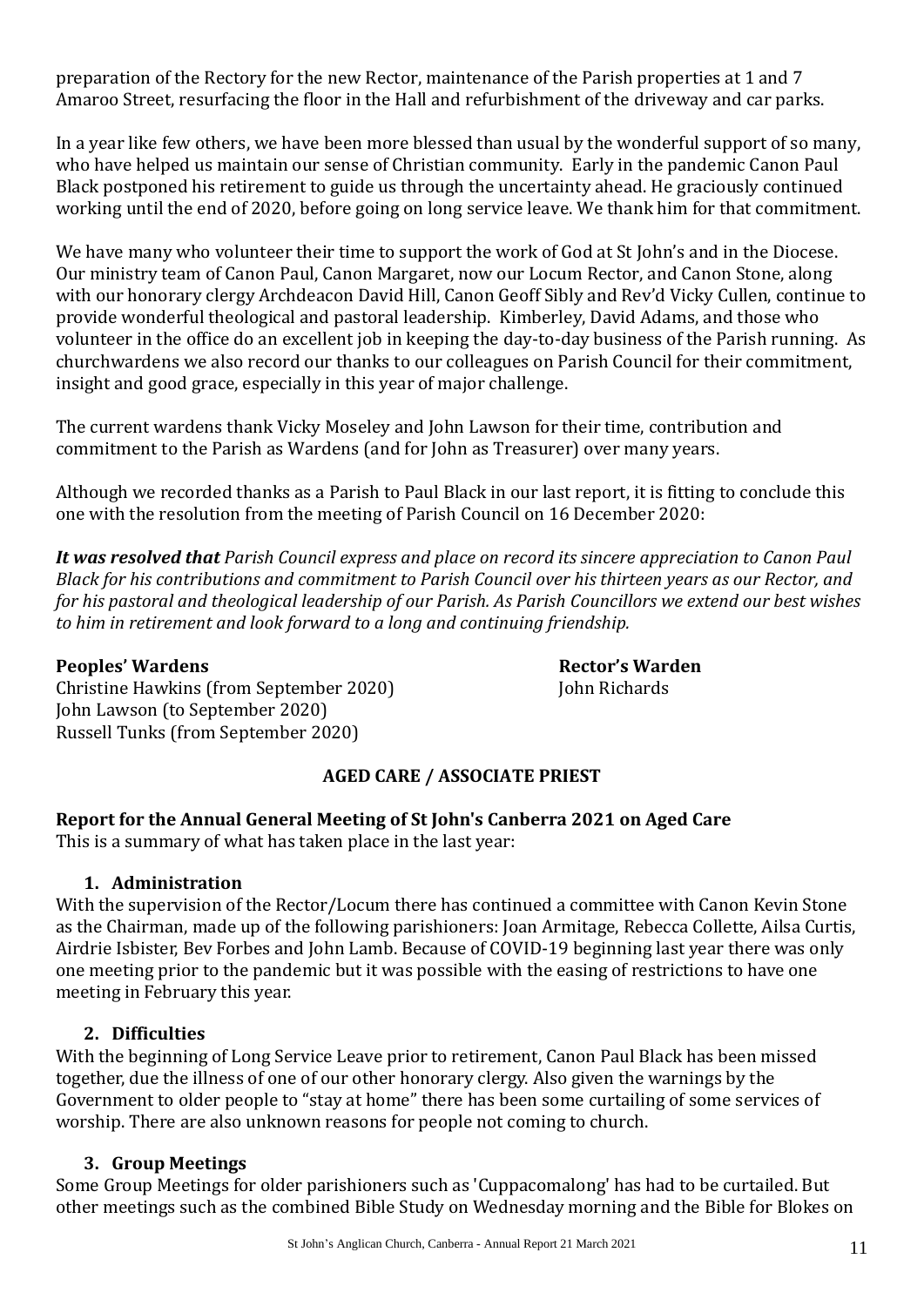preparation of the Rectory for the new Rector, maintenance of the Parish properties at 1 and 7 Amaroo Street, resurfacing the floor in the Hall and refurbishment of the driveway and car parks.

In a year like few others, we have been more blessed than usual by the wonderful support of so many, who have helped us maintain our sense of Christian community. Early in the pandemic Canon Paul Black postponed his retirement to guide us through the uncertainty ahead. He graciously continued working until the end of 2020, before going on long service leave. We thank him for that commitment.

We have many who volunteer their time to support the work of God at St John's and in the Diocese. Our ministry team of Canon Paul, Canon Margaret, now our Locum Rector, and Canon Stone, along with our honorary clergy Archdeacon David Hill, Canon Geoff Sibly and Rev'd Vicky Cullen, continue to provide wonderful theological and pastoral leadership. Kimberley, David Adams, and those who volunteer in the office do an excellent job in keeping the day-to-day business of the Parish running. As churchwardens we also record our thanks to our colleagues on Parish Council for their commitment, insight and good grace, especially in this year of major challenge.

The current wardens thank Vicky Moseley and John Lawson for their time, contribution and commitment to the Parish as Wardens (and for John as Treasurer) over many years.

Although we recorded thanks as a Parish to Paul Black in our last report, it is fitting to conclude this one with the resolution from the meeting of Parish Council on 16 December 2020:

***It was resolved that*** *Parish Council express and place on record its sincere appreciation to Canon Paul Black for his contributions and commitment to Parish Council over his thirteen years as our Rector, and for his pastoral and theological leadership of our Parish. As Parish Councillors we extend our best wishes to him in retirement and look forward to a long and continuing friendship.*

**Peoples' Wardens**
Christine Hawkins (from September 2020)
John Lawson (to September 2020)
Russell Tunks (from September 2020)

**Rector's Warden**
John Richards

## AGED CARE / ASSOCIATE PRIEST

**Report for the Annual General Meeting of St John's Canberra 2021 on Aged Care**
This is a summary of what has taken place in the last year:

### 1. Administration

With the supervision of the Rector/Locum there has continued a committee with Canon Kevin Stone as the Chairman, made up of the following parishioners: Joan Armitage, Rebecca Collette, Ailsa Curtis, Airdrie Isbister, Bev Forbes and John Lamb. Because of COVID-19 beginning last year there was only one meeting prior to the pandemic but it was possible with the easing of restrictions to have one meeting in February this year.

### 2. Difficulties

With the beginning of Long Service Leave prior to retirement, Canon Paul Black has been missed together, due the illness of one of our other honorary clergy. Also given the warnings by the Government to older people to "stay at home" there has been some curtailing of some services of worship. There are also unknown reasons for people not coming to church.

### 3. Group Meetings

Some Group Meetings for older parishioners such as 'Cuppacomalong' has had to be curtailed. But other meetings such as the combined Bible Study on Wednesday morning and the Bible for Blokes on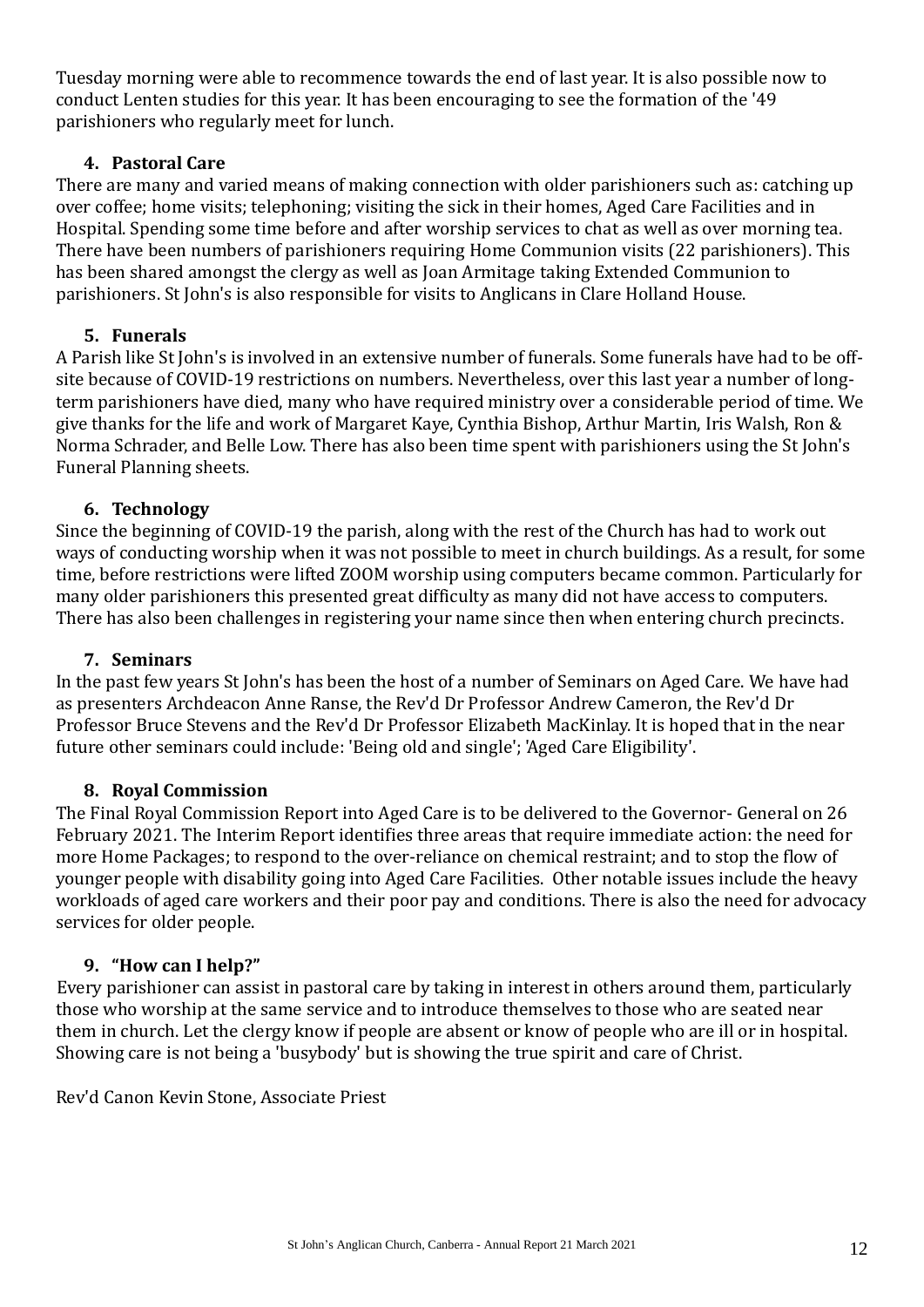Tuesday morning were able to recommence towards the end of last year. It is also possible now to conduct Lenten studies for this year. It has been encouraging to see the formation of the '49 parishioners who regularly meet for lunch.

### 4. Pastoral Care

There are many and varied means of making connection with older parishioners such as: catching up over coffee; home visits; telephoning; visiting the sick in their homes, Aged Care Facilities and in Hospital. Spending some time before and after worship services to chat as well as over morning tea. There have been numbers of parishioners requiring Home Communion visits (22 parishioners). This has been shared amongst the clergy as well as Joan Armitage taking Extended Communion to parishioners. St John's is also responsible for visits to Anglicans in Clare Holland House.

### 5. Funerals

A Parish like St John's is involved in an extensive number of funerals. Some funerals have had to be off-site because of COVID-19 restrictions on numbers. Nevertheless, over this last year a number of long-term parishioners have died, many who have required ministry over a considerable period of time. We give thanks for the life and work of Margaret Kaye, Cynthia Bishop, Arthur Martin, Iris Walsh, Ron & Norma Schrader, and Belle Low. There has also been time spent with parishioners using the St John's Funeral Planning sheets.

### 6. Technology

Since the beginning of COVID-19 the parish, along with the rest of the Church has had to work out ways of conducting worship when it was not possible to meet in church buildings. As a result, for some time, before restrictions were lifted ZOOM worship using computers became common. Particularly for many older parishioners this presented great difficulty as many did not have access to computers. There has also been challenges in registering your name since then when entering church precincts.

### 7. Seminars

In the past few years St John's has been the host of a number of Seminars on Aged Care. We have had as presenters Archdeacon Anne Ranse, the Rev'd Dr Professor Andrew Cameron, the Rev'd Dr Professor Bruce Stevens and the Rev'd Dr Professor Elizabeth MacKinlay. It is hoped that in the near future other seminars could include: 'Being old and single'; 'Aged Care Eligibility'.

### 8. Royal Commission

The Final Royal Commission Report into Aged Care is to be delivered to the Governor- General on 26 February 2021. The Interim Report identifies three areas that require immediate action: the need for more Home Packages; to respond to the over-reliance on chemical restraint; and to stop the flow of younger people with disability going into Aged Care Facilities. Other notable issues include the heavy workloads of aged care workers and their poor pay and conditions. There is also the need for advocacy services for older people.

### 9. "How can I help?"

Every parishioner can assist in pastoral care by taking in interest in others around them, particularly those who worship at the same service and to introduce themselves to those who are seated near them in church. Let the clergy know if people are absent or know of people who are ill or in hospital. Showing care is not being a 'busybody' but is showing the true spirit and care of Christ.

Rev'd Canon Kevin Stone, Associate Priest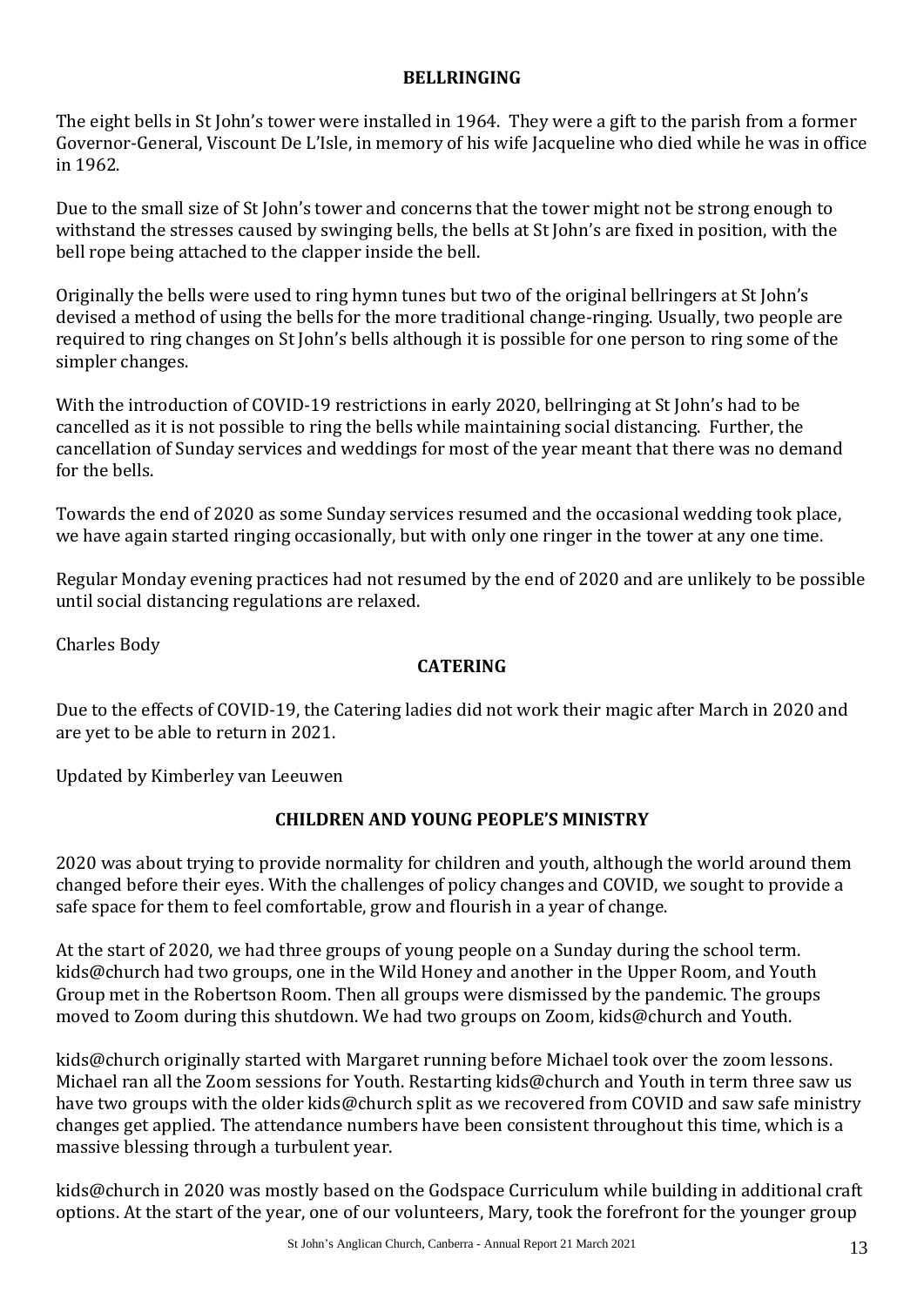## BELLRINGING

The eight bells in St John's tower were installed in 1964. They were a gift to the parish from a former Governor-General, Viscount De L'Isle, in memory of his wife Jacqueline who died while he was in office in 1962.

Due to the small size of St John's tower and concerns that the tower might not be strong enough to withstand the stresses caused by swinging bells, the bells at St John's are fixed in position, with the bell rope being attached to the clapper inside the bell.

Originally the bells were used to ring hymn tunes but two of the original bellringers at St John's devised a method of using the bells for the more traditional change-ringing. Usually, two people are required to ring changes on St John's bells although it is possible for one person to ring some of the simpler changes.

With the introduction of COVID-19 restrictions in early 2020, bellringing at St John's had to be cancelled as it is not possible to ring the bells while maintaining social distancing. Further, the cancellation of Sunday services and weddings for most of the year meant that there was no demand for the bells.

Towards the end of 2020 as some Sunday services resumed and the occasional wedding took place, we have again started ringing occasionally, but with only one ringer in the tower at any one time.

Regular Monday evening practices had not resumed by the end of 2020 and are unlikely to be possible until social distancing regulations are relaxed.

Charles Body

## CATERING

Due to the effects of COVID-19, the Catering ladies did not work their magic after March in 2020 and are yet to be able to return in 2021.

Updated by Kimberley van Leeuwen

## CHILDREN AND YOUNG PEOPLE'S MINISTRY

2020 was about trying to provide normality for children and youth, although the world around them changed before their eyes. With the challenges of policy changes and COVID, we sought to provide a safe space for them to feel comfortable, grow and flourish in a year of change.

At the start of 2020, we had three groups of young people on a Sunday during the school term. kids@church had two groups, one in the Wild Honey and another in the Upper Room, and Youth Group met in the Robertson Room. Then all groups were dismissed by the pandemic. The groups moved to Zoom during this shutdown. We had two groups on Zoom, kids@church and Youth.

kids@church originally started with Margaret running before Michael took over the zoom lessons. Michael ran all the Zoom sessions for Youth. Restarting kids@church and Youth in term three saw us have two groups with the older kids@church split as we recovered from COVID and saw safe ministry changes get applied. The attendance numbers have been consistent throughout this time, which is a massive blessing through a turbulent year.

kids@church in 2020 was mostly based on the Godspace Curriculum while building in additional craft options. At the start of the year, one of our volunteers, Mary, took the forefront for the younger group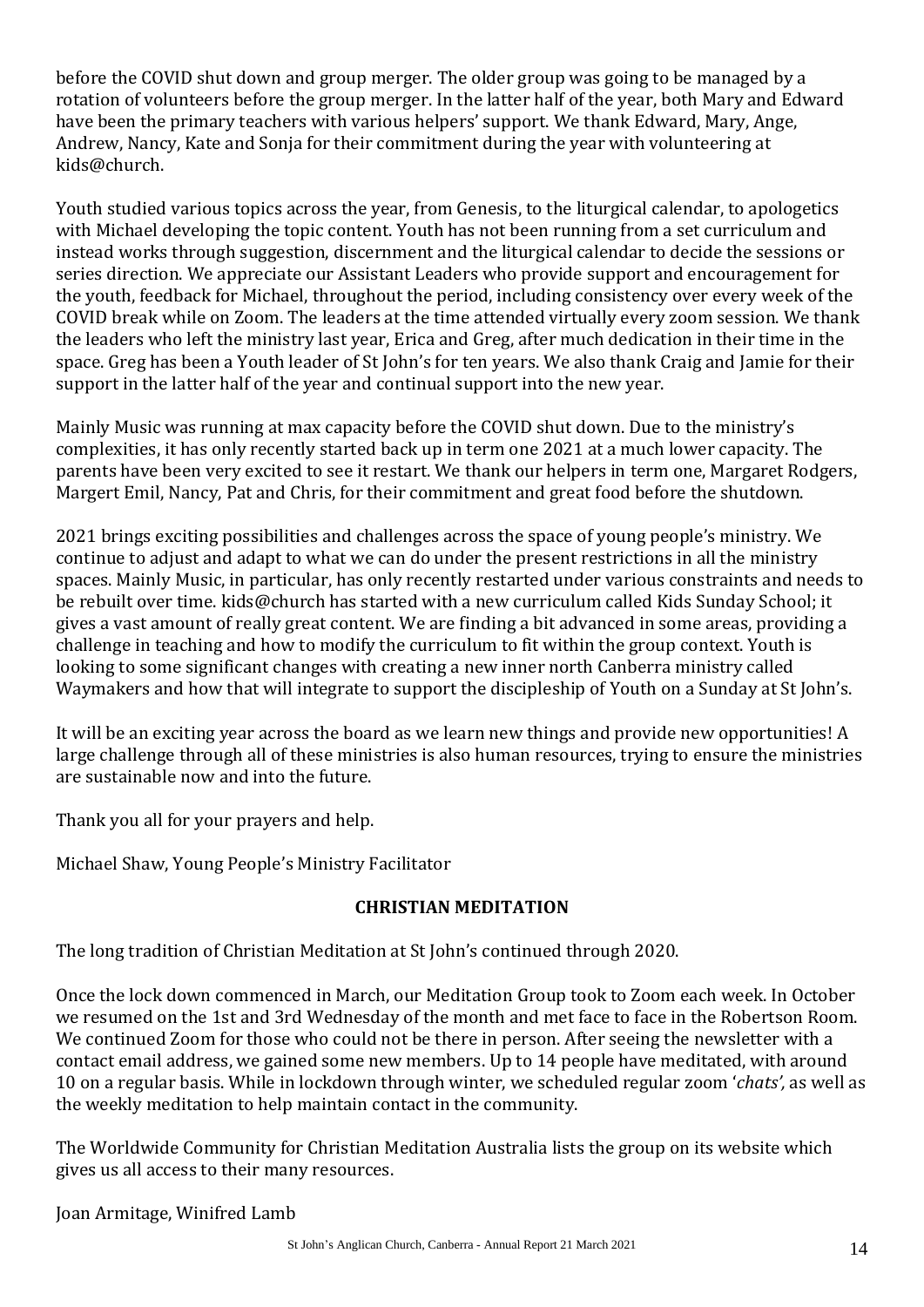before the COVID shut down and group merger. The older group was going to be managed by a rotation of volunteers before the group merger. In the latter half of the year, both Mary and Edward have been the primary teachers with various helpers' support. We thank Edward, Mary, Ange, Andrew, Nancy, Kate and Sonja for their commitment during the year with volunteering at kids@church.

Youth studied various topics across the year, from Genesis, to the liturgical calendar, to apologetics with Michael developing the topic content. Youth has not been running from a set curriculum and instead works through suggestion, discernment and the liturgical calendar to decide the sessions or series direction. We appreciate our Assistant Leaders who provide support and encouragement for the youth, feedback for Michael, throughout the period, including consistency over every week of the COVID break while on Zoom. The leaders at the time attended virtually every zoom session. We thank the leaders who left the ministry last year, Erica and Greg, after much dedication in their time in the space. Greg has been a Youth leader of St John's for ten years. We also thank Craig and Jamie for their support in the latter half of the year and continual support into the new year.

Mainly Music was running at max capacity before the COVID shut down. Due to the ministry's complexities, it has only recently started back up in term one 2021 at a much lower capacity. The parents have been very excited to see it restart. We thank our helpers in term one, Margaret Rodgers, Margert Emil, Nancy, Pat and Chris, for their commitment and great food before the shutdown.

2021 brings exciting possibilities and challenges across the space of young people's ministry. We continue to adjust and adapt to what we can do under the present restrictions in all the ministry spaces. Mainly Music, in particular, has only recently restarted under various constraints and needs to be rebuilt over time. kids@church has started with a new curriculum called Kids Sunday School; it gives a vast amount of really great content. We are finding a bit advanced in some areas, providing a challenge in teaching and how to modify the curriculum to fit within the group context. Youth is looking to some significant changes with creating a new inner north Canberra ministry called Waymakers and how that will integrate to support the discipleship of Youth on a Sunday at St John's.

It will be an exciting year across the board as we learn new things and provide new opportunities! A large challenge through all of these ministries is also human resources, trying to ensure the ministries are sustainable now and into the future.

Thank you all for your prayers and help.

Michael Shaw, Young People's Ministry Facilitator

## CHRISTIAN MEDITATION

The long tradition of Christian Meditation at St John's continued through 2020.

Once the lock down commenced in March, our Meditation Group took to Zoom each week. In October we resumed on the 1st and 3rd Wednesday of the month and met face to face in the Robertson Room. We continued Zoom for those who could not be there in person. After seeing the newsletter with a contact email address, we gained some new members. Up to 14 people have meditated, with around 10 on a regular basis. While in lockdown through winter, we scheduled regular zoom '*chats',* as well as the weekly meditation to help maintain contact in the community.

The Worldwide Community for Christian Meditation Australia lists the group on its website which gives us all access to their many resources.

Joan Armitage, Winifred Lamb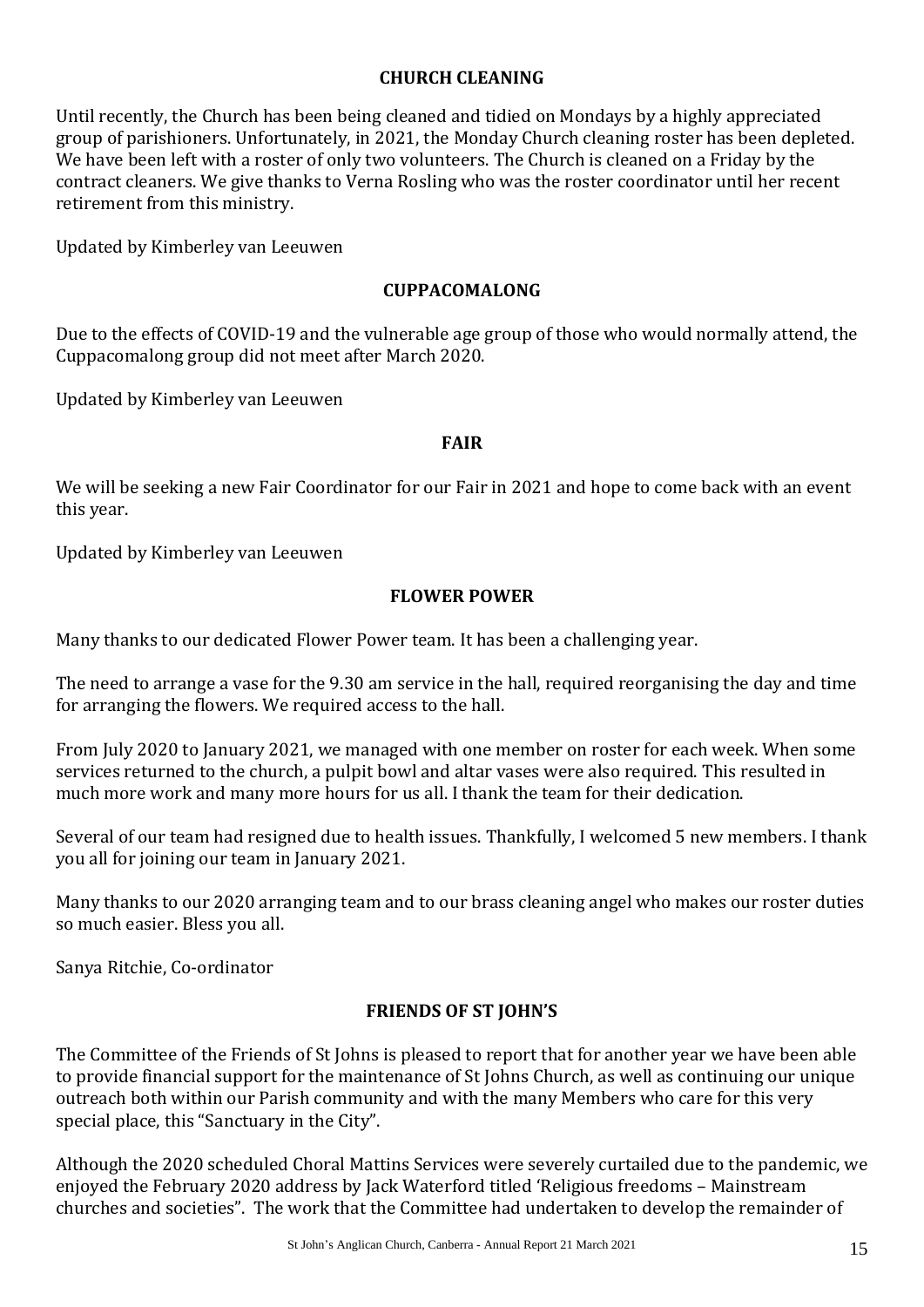## CHURCH CLEANING

Until recently, the Church has been being cleaned and tidied on Mondays by a highly appreciated group of parishioners. Unfortunately, in 2021, the Monday Church cleaning roster has been depleted. We have been left with a roster of only two volunteers. The Church is cleaned on a Friday by the contract cleaners. We give thanks to Verna Rosling who was the roster coordinator until her recent retirement from this ministry.

Updated by Kimberley van Leeuwen

## CUPPACOMALONG

Due to the effects of COVID-19 and the vulnerable age group of those who would normally attend, the Cuppacomalong group did not meet after March 2020.

Updated by Kimberley van Leeuwen

## FAIR

We will be seeking a new Fair Coordinator for our Fair in 2021 and hope to come back with an event this year.

Updated by Kimberley van Leeuwen

## FLOWER POWER

Many thanks to our dedicated Flower Power team. It has been a challenging year.

The need to arrange a vase for the 9.30 am service in the hall, required reorganising the day and time for arranging the flowers. We required access to the hall.

From July 2020 to January 2021, we managed with one member on roster for each week. When some services returned to the church, a pulpit bowl and altar vases were also required. This resulted in much more work and many more hours for us all. I thank the team for their dedication.

Several of our team had resigned due to health issues. Thankfully, I welcomed 5 new members. I thank you all for joining our team in January 2021.

Many thanks to our 2020 arranging team and to our brass cleaning angel who makes our roster duties so much easier. Bless you all.

Sanya Ritchie, Co-ordinator

## FRIENDS OF ST JOHN'S

The Committee of the Friends of St Johns is pleased to report that for another year we have been able to provide financial support for the maintenance of St Johns Church, as well as continuing our unique outreach both within our Parish community and with the many Members who care for this very special place, this "Sanctuary in the City".

Although the 2020 scheduled Choral Mattins Services were severely curtailed due to the pandemic, we enjoyed the February 2020 address by Jack Waterford titled 'Religious freedoms – Mainstream churches and societies". The work that the Committee had undertaken to develop the remainder of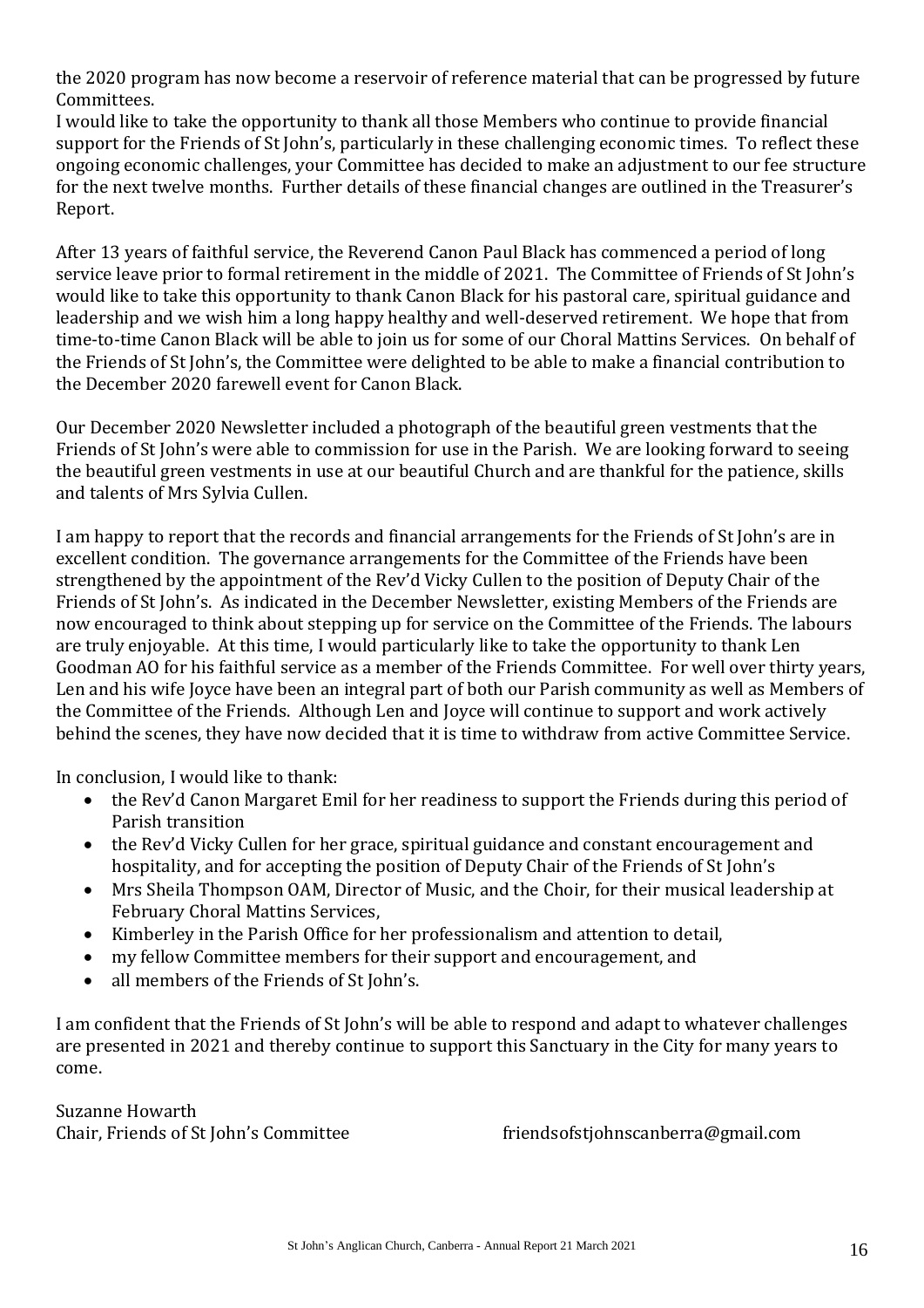the 2020 program has now become a reservoir of reference material that can be progressed by future Committees.
I would like to take the opportunity to thank all those Members who continue to provide financial support for the Friends of St John's, particularly in these challenging economic times. To reflect these ongoing economic challenges, your Committee has decided to make an adjustment to our fee structure for the next twelve months. Further details of these financial changes are outlined in the Treasurer's Report.

After 13 years of faithful service, the Reverend Canon Paul Black has commenced a period of long service leave prior to formal retirement in the middle of 2021. The Committee of Friends of St John's would like to take this opportunity to thank Canon Black for his pastoral care, spiritual guidance and leadership and we wish him a long happy healthy and well-deserved retirement. We hope that from time-to-time Canon Black will be able to join us for some of our Choral Mattins Services. On behalf of the Friends of St John's, the Committee were delighted to be able to make a financial contribution to the December 2020 farewell event for Canon Black.

Our December 2020 Newsletter included a photograph of the beautiful green vestments that the Friends of St John's were able to commission for use in the Parish. We are looking forward to seeing the beautiful green vestments in use at our beautiful Church and are thankful for the patience, skills and talents of Mrs Sylvia Cullen.

I am happy to report that the records and financial arrangements for the Friends of St John's are in excellent condition. The governance arrangements for the Committee of the Friends have been strengthened by the appointment of the Rev'd Vicky Cullen to the position of Deputy Chair of the Friends of St John's. As indicated in the December Newsletter, existing Members of the Friends are now encouraged to think about stepping up for service on the Committee of the Friends. The labours are truly enjoyable. At this time, I would particularly like to take the opportunity to thank Len Goodman AO for his faithful service as a member of the Friends Committee. For well over thirty years, Len and his wife Joyce have been an integral part of both our Parish community as well as Members of the Committee of the Friends. Although Len and Joyce will continue to support and work actively behind the scenes, they have now decided that it is time to withdraw from active Committee Service.

In conclusion, I would like to thank:

- the Rev'd Canon Margaret Emil for her readiness to support the Friends during this period of Parish transition
- the Rev'd Vicky Cullen for her grace, spiritual guidance and constant encouragement and hospitality, and for accepting the position of Deputy Chair of the Friends of St John's
- Mrs Sheila Thompson OAM, Director of Music, and the Choir, for their musical leadership at February Choral Mattins Services,
- Kimberley in the Parish Office for her professionalism and attention to detail,
- my fellow Committee members for their support and encouragement, and
- all members of the Friends of St John's.

I am confident that the Friends of St John's will be able to respond and adapt to whatever challenges are presented in 2021 and thereby continue to support this Sanctuary in the City for many years to come.

Suzanne Howarth
Chair, Friends of St John's Committee friendsofstjohnscanberra@gmail.com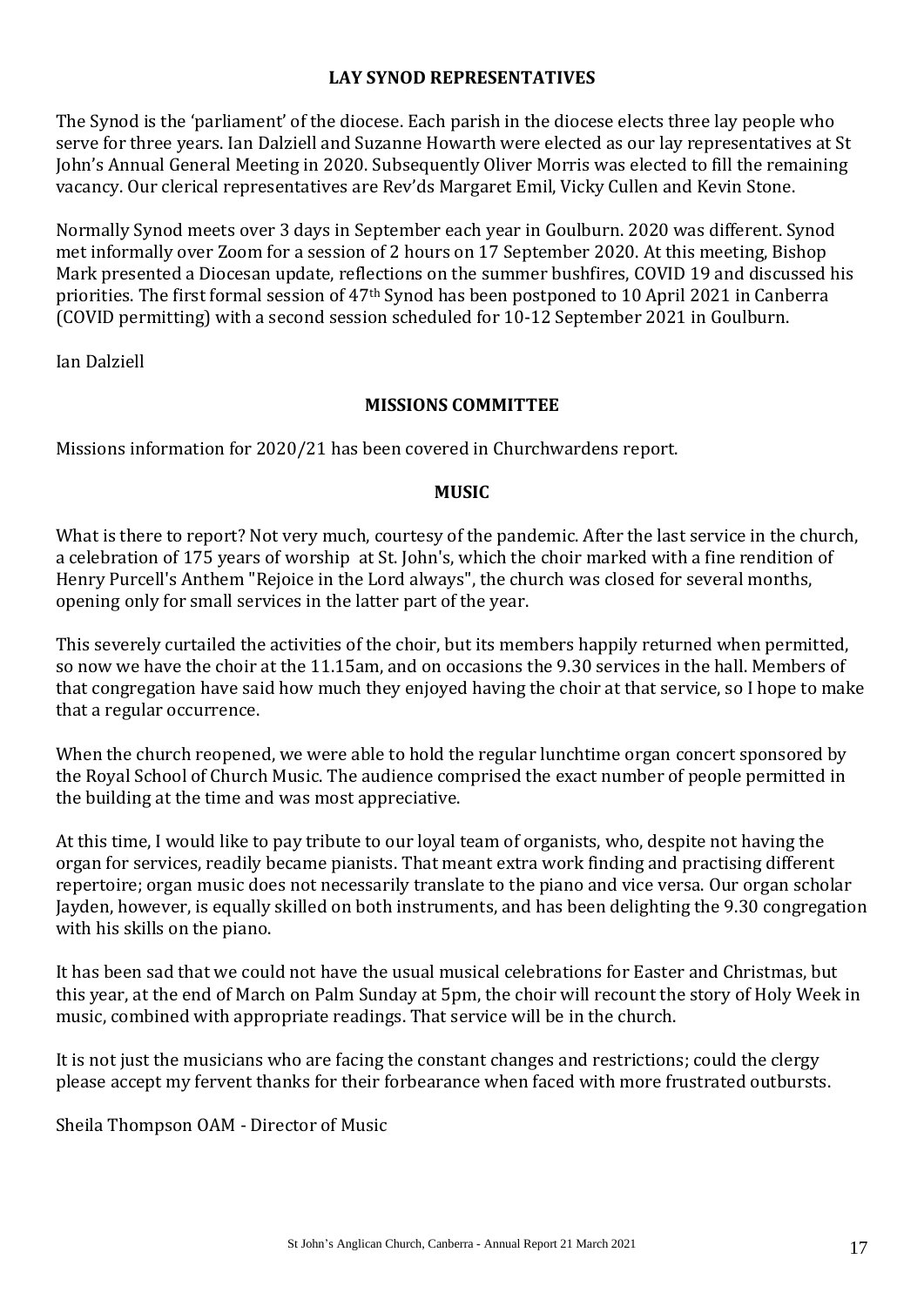## LAY SYNOD REPRESENTATIVES

The Synod is the 'parliament' of the diocese. Each parish in the diocese elects three lay people who serve for three years. Ian Dalziell and Suzanne Howarth were elected as our lay representatives at St John's Annual General Meeting in 2020. Subsequently Oliver Morris was elected to fill the remaining vacancy. Our clerical representatives are Rev'ds Margaret Emil, Vicky Cullen and Kevin Stone.

Normally Synod meets over 3 days in September each year in Goulburn. 2020 was different. Synod met informally over Zoom for a session of 2 hours on 17 September 2020. At this meeting, Bishop Mark presented a Diocesan update, reflections on the summer bushfires, COVID 19 and discussed his priorities. The first formal session of 47th Synod has been postponed to 10 April 2021 in Canberra (COVID permitting) with a second session scheduled for 10-12 September 2021 in Goulburn.

Ian Dalziell

## MISSIONS COMMITTEE

Missions information for 2020/21 has been covered in Churchwardens report.

## MUSIC

What is there to report? Not very much, courtesy of the pandemic. After the last service in the church, a celebration of 175 years of worship at St. John's, which the choir marked with a fine rendition of Henry Purcell's Anthem "Rejoice in the Lord always", the church was closed for several months, opening only for small services in the latter part of the year.

This severely curtailed the activities of the choir, but its members happily returned when permitted, so now we have the choir at the 11.15am, and on occasions the 9.30 services in the hall. Members of that congregation have said how much they enjoyed having the choir at that service, so I hope to make that a regular occurrence.

When the church reopened, we were able to hold the regular lunchtime organ concert sponsored by the Royal School of Church Music. The audience comprised the exact number of people permitted in the building at the time and was most appreciative.

At this time, I would like to pay tribute to our loyal team of organists, who, despite not having the organ for services, readily became pianists. That meant extra work finding and practising different repertoire; organ music does not necessarily translate to the piano and vice versa. Our organ scholar Jayden, however, is equally skilled on both instruments, and has been delighting the 9.30 congregation with his skills on the piano.

It has been sad that we could not have the usual musical celebrations for Easter and Christmas, but this year, at the end of March on Palm Sunday at 5pm, the choir will recount the story of Holy Week in music, combined with appropriate readings. That service will be in the church.

It is not just the musicians who are facing the constant changes and restrictions; could the clergy please accept my fervent thanks for their forbearance when faced with more frustrated outbursts.

Sheila Thompson OAM - Director of Music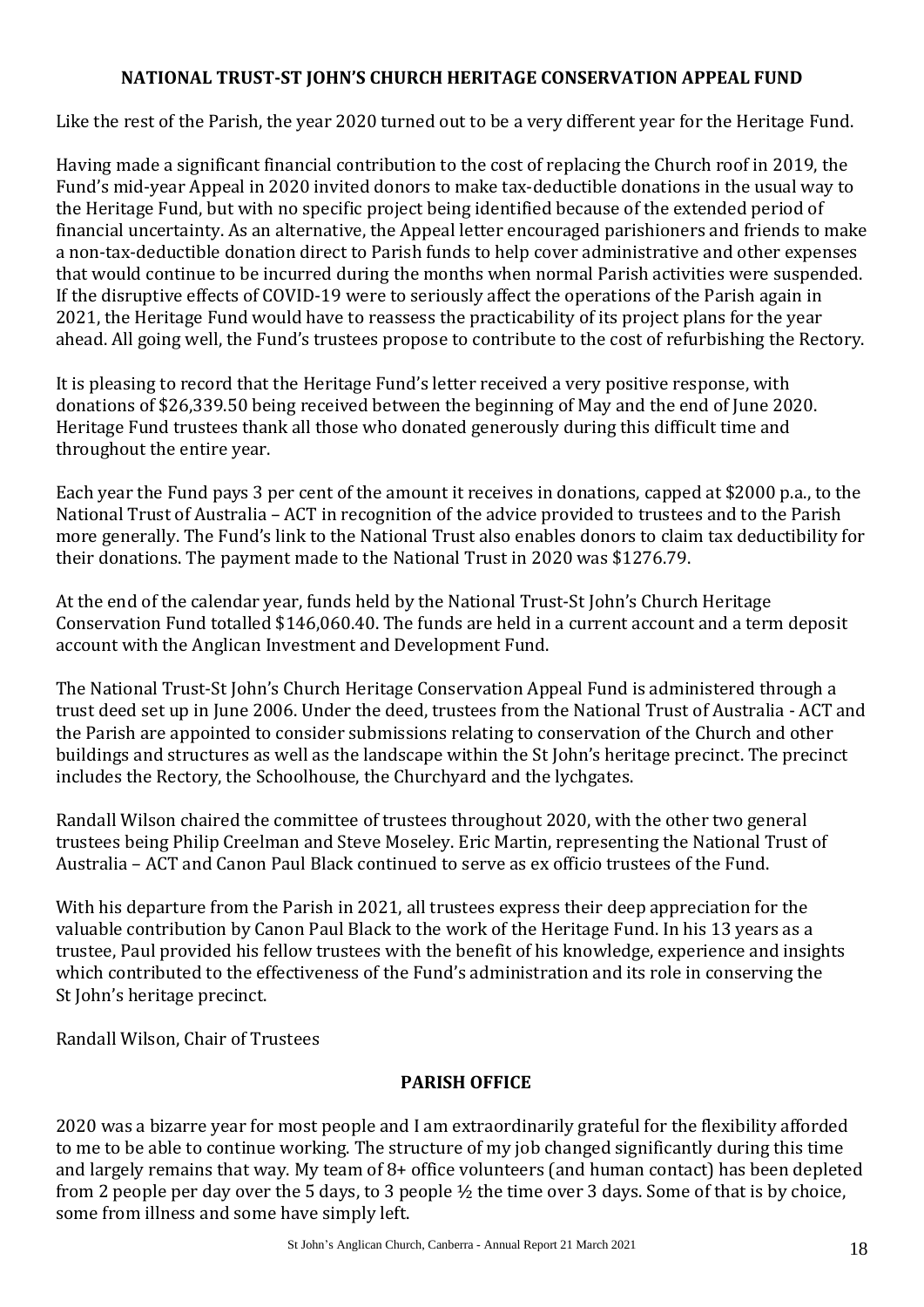## NATIONAL TRUST-ST JOHN'S CHURCH HERITAGE CONSERVATION APPEAL FUND

Like the rest of the Parish, the year 2020 turned out to be a very different year for the Heritage Fund.

Having made a significant financial contribution to the cost of replacing the Church roof in 2019, the Fund's mid-year Appeal in 2020 invited donors to make tax-deductible donations in the usual way to the Heritage Fund, but with no specific project being identified because of the extended period of financial uncertainty. As an alternative, the Appeal letter encouraged parishioners and friends to make a non-tax-deductible donation direct to Parish funds to help cover administrative and other expenses that would continue to be incurred during the months when normal Parish activities were suspended. If the disruptive effects of COVID-19 were to seriously affect the operations of the Parish again in 2021, the Heritage Fund would have to reassess the practicability of its project plans for the year ahead. All going well, the Fund's trustees propose to contribute to the cost of refurbishing the Rectory.

It is pleasing to record that the Heritage Fund's letter received a very positive response, with donations of $26,339.50 being received between the beginning of May and the end of June 2020. Heritage Fund trustees thank all those who donated generously during this difficult time and throughout the entire year.

Each year the Fund pays 3 per cent of the amount it receives in donations, capped at $2000 p.a., to the National Trust of Australia – ACT in recognition of the advice provided to trustees and to the Parish more generally. The Fund's link to the National Trust also enables donors to claim tax deductibility for their donations. The payment made to the National Trust in 2020 was $1276.79.

At the end of the calendar year, funds held by the National Trust-St John's Church Heritage Conservation Fund totalled $146,060.40. The funds are held in a current account and a term deposit account with the Anglican Investment and Development Fund.

The National Trust-St John's Church Heritage Conservation Appeal Fund is administered through a trust deed set up in June 2006. Under the deed, trustees from the National Trust of Australia - ACT and the Parish are appointed to consider submissions relating to conservation of the Church and other buildings and structures as well as the landscape within the St John's heritage precinct. The precinct includes the Rectory, the Schoolhouse, the Churchyard and the lychgates.

Randall Wilson chaired the committee of trustees throughout 2020, with the other two general trustees being Philip Creelman and Steve Moseley. Eric Martin, representing the National Trust of Australia – ACT and Canon Paul Black continued to serve as ex officio trustees of the Fund.

With his departure from the Parish in 2021, all trustees express their deep appreciation for the valuable contribution by Canon Paul Black to the work of the Heritage Fund. In his 13 years as a trustee, Paul provided his fellow trustees with the benefit of his knowledge, experience and insights which contributed to the effectiveness of the Fund's administration and its role in conserving the St John's heritage precinct.

Randall Wilson, Chair of Trustees

## PARISH OFFICE

2020 was a bizarre year for most people and I am extraordinarily grateful for the flexibility afforded to me to be able to continue working. The structure of my job changed significantly during this time and largely remains that way. My team of 8+ office volunteers (and human contact) has been depleted from 2 people per day over the 5 days, to 3 people ½ the time over 3 days. Some of that is by choice, some from illness and some have simply left.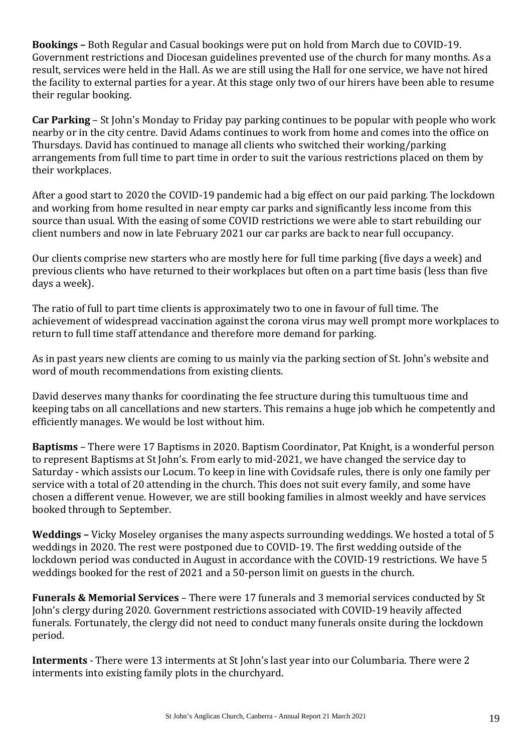**Bookings –** Both Regular and Casual bookings were put on hold from March due to COVID-19. Government restrictions and Diocesan guidelines prevented use of the church for many months. As a result, services were held in the Hall. As we are still using the Hall for one service, we have not hired the facility to external parties for a year. At this stage only two of our hirers have been able to resume their regular booking.

**Car Parking** – St John's Monday to Friday pay parking continues to be popular with people who work nearby or in the city centre. David Adams continues to work from home and comes into the office on Thursdays. David has continued to manage all clients who switched their working/parking arrangements from full time to part time in order to suit the various restrictions placed on them by their workplaces.

After a good start to 2020 the COVID-19 pandemic had a big effect on our paid parking. The lockdown and working from home resulted in near empty car parks and significantly less income from this source than usual. With the easing of some COVID restrictions we were able to start rebuilding our client numbers and now in late February 2021 our car parks are back to near full occupancy.

Our clients comprise new starters who are mostly here for full time parking (five days a week) and previous clients who have returned to their workplaces but often on a part time basis (less than five days a week).

The ratio of full to part time clients is approximately two to one in favour of full time. The achievement of widespread vaccination against the corona virus may well prompt more workplaces to return to full time staff attendance and therefore more demand for parking.

As in past years new clients are coming to us mainly via the parking section of St. John's website and word of mouth recommendations from existing clients.

David deserves many thanks for coordinating the fee structure during this tumultuous time and keeping tabs on all cancellations and new starters. This remains a huge job which he competently and efficiently manages. We would be lost without him.

**Baptisms** – There were 17 Baptisms in 2020. Baptism Coordinator, Pat Knight, is a wonderful person to represent Baptisms at St John's. From early to mid-2021, we have changed the service day to Saturday - which assists our Locum. To keep in line with Covidsafe rules, there is only one family per service with a total of 20 attending in the church. This does not suit every family, and some have chosen a different venue. However, we are still booking families in almost weekly and have services booked through to September.

**Weddings –** Vicky Moseley organises the many aspects surrounding weddings. We hosted a total of 5 weddings in 2020. The rest were postponed due to COVID-19. The first wedding outside of the lockdown period was conducted in August in accordance with the COVID-19 restrictions. We have 5 weddings booked for the rest of 2021 and a 50-person limit on guests in the church.

**Funerals & Memorial Services** – There were 17 funerals and 3 memorial services conducted by St John's clergy during 2020. Government restrictions associated with COVID-19 heavily affected funerals. Fortunately, the clergy did not need to conduct many funerals onsite during the lockdown period.

**Interments** - There were 13 interments at St John's last year into our Columbaria. There were 2 interments into existing family plots in the churchyard.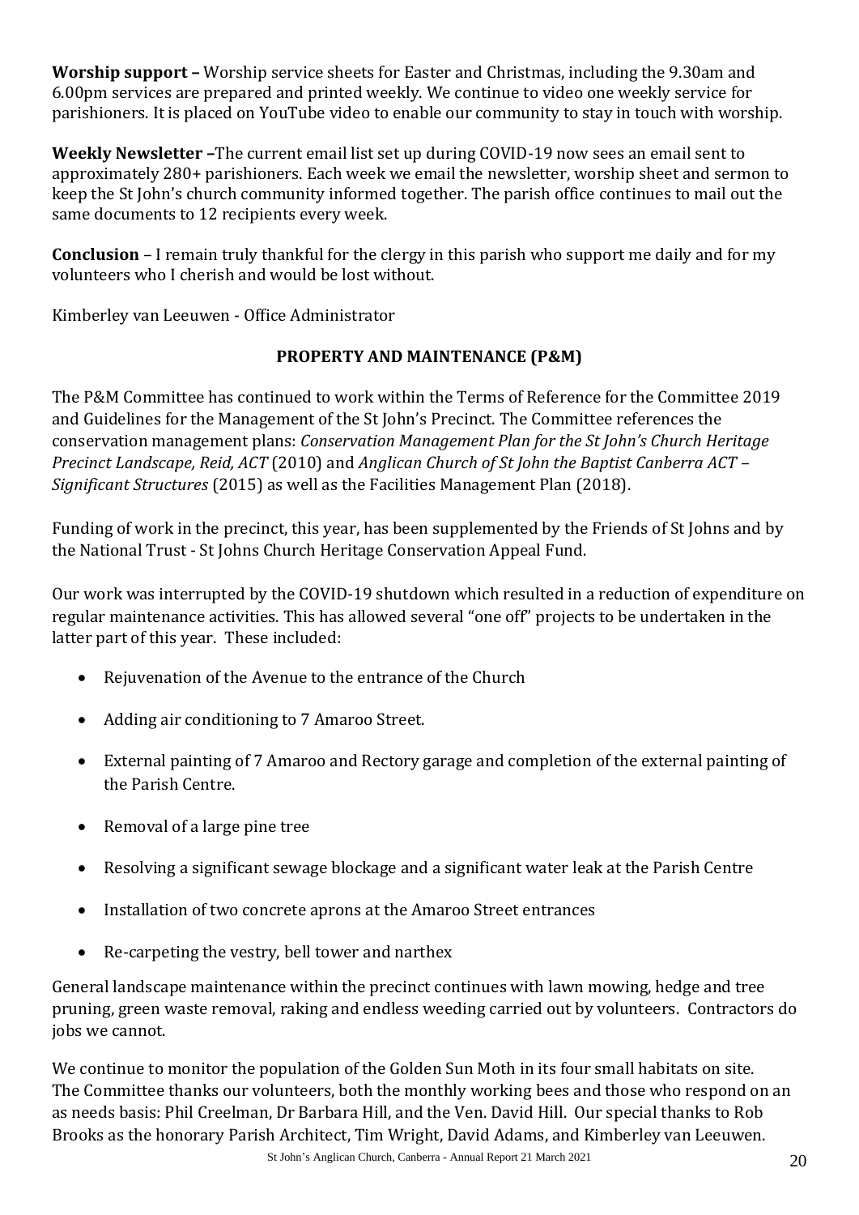**Worship support –** Worship service sheets for Easter and Christmas, including the 9.30am and 6.00pm services are prepared and printed weekly. We continue to video one weekly service for parishioners. It is placed on YouTube video to enable our community to stay in touch with worship.

**Weekly Newsletter –**The current email list set up during COVID-19 now sees an email sent to approximately 280+ parishioners. Each week we email the newsletter, worship sheet and sermon to keep the St John's church community informed together. The parish office continues to mail out the same documents to 12 recipients every week.

**Conclusion** – I remain truly thankful for the clergy in this parish who support me daily and for my volunteers who I cherish and would be lost without.

Kimberley van Leeuwen - Office Administrator

## PROPERTY AND MAINTENANCE (P&M)

The P&M Committee has continued to work within the Terms of Reference for the Committee 2019 and Guidelines for the Management of the St John's Precinct. The Committee references the conservation management plans: *Conservation Management Plan for the St John's Church Heritage Precinct Landscape, Reid, ACT* (2010) and *Anglican Church of St John the Baptist Canberra ACT – Significant Structures* (2015) as well as the Facilities Management Plan (2018).

Funding of work in the precinct, this year, has been supplemented by the Friends of St Johns and by the National Trust - St Johns Church Heritage Conservation Appeal Fund.

Our work was interrupted by the COVID-19 shutdown which resulted in a reduction of expenditure on regular maintenance activities. This has allowed several "one off" projects to be undertaken in the latter part of this year. These included:

- Rejuvenation of the Avenue to the entrance of the Church
- Adding air conditioning to 7 Amaroo Street.
- External painting of 7 Amaroo and Rectory garage and completion of the external painting of the Parish Centre.
- Removal of a large pine tree
- Resolving a significant sewage blockage and a significant water leak at the Parish Centre
- Installation of two concrete aprons at the Amaroo Street entrances
- Re-carpeting the vestry, bell tower and narthex

General landscape maintenance within the precinct continues with lawn mowing, hedge and tree pruning, green waste removal, raking and endless weeding carried out by volunteers. Contractors do jobs we cannot.

We continue to monitor the population of the Golden Sun Moth in its four small habitats on site. The Committee thanks our volunteers, both the monthly working bees and those who respond on an as needs basis: Phil Creelman, Dr Barbara Hill, and the Ven. David Hill. Our special thanks to Rob Brooks as the honorary Parish Architect, Tim Wright, David Adams, and Kimberley van Leeuwen.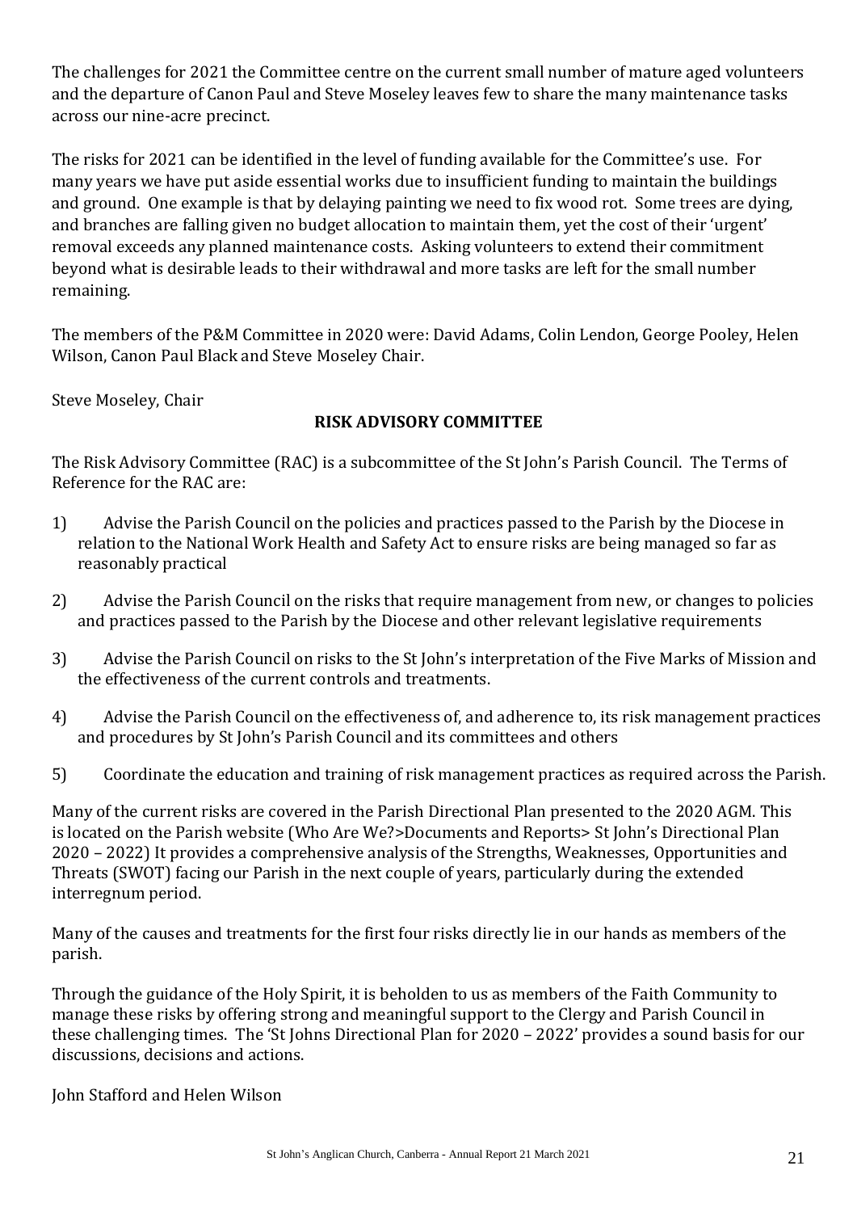The challenges for 2021 the Committee centre on the current small number of mature aged volunteers and the departure of Canon Paul and Steve Moseley leaves few to share the many maintenance tasks across our nine-acre precinct.

The risks for 2021 can be identified in the level of funding available for the Committee's use. For many years we have put aside essential works due to insufficient funding to maintain the buildings and ground. One example is that by delaying painting we need to fix wood rot. Some trees are dying, and branches are falling given no budget allocation to maintain them, yet the cost of their 'urgent' removal exceeds any planned maintenance costs. Asking volunteers to extend their commitment beyond what is desirable leads to their withdrawal and more tasks are left for the small number remaining.

The members of the P&M Committee in 2020 were: David Adams, Colin Lendon, George Pooley, Helen Wilson, Canon Paul Black and Steve Moseley Chair.

Steve Moseley, Chair

## RISK ADVISORY COMMITTEE

The Risk Advisory Committee (RAC) is a subcommittee of the St John's Parish Council. The Terms of Reference for the RAC are:

1) Advise the Parish Council on the policies and practices passed to the Parish by the Diocese in relation to the National Work Health and Safety Act to ensure risks are being managed so far as reasonably practical
2) Advise the Parish Council on the risks that require management from new, or changes to policies and practices passed to the Parish by the Diocese and other relevant legislative requirements
3) Advise the Parish Council on risks to the St John's interpretation of the Five Marks of Mission and the effectiveness of the current controls and treatments.
4) Advise the Parish Council on the effectiveness of, and adherence to, its risk management practices and procedures by St John's Parish Council and its committees and others
5) Coordinate the education and training of risk management practices as required across the Parish.

Many of the current risks are covered in the Parish Directional Plan presented to the 2020 AGM. This is located on the Parish website (Who Are We?>Documents and Reports> St John's Directional Plan 2020 – 2022) It provides a comprehensive analysis of the Strengths, Weaknesses, Opportunities and Threats (SWOT) facing our Parish in the next couple of years, particularly during the extended interregnum period.

Many of the causes and treatments for the first four risks directly lie in our hands as members of the parish.

Through the guidance of the Holy Spirit, it is beholden to us as members of the Faith Community to manage these risks by offering strong and meaningful support to the Clergy and Parish Council in these challenging times. The 'St Johns Directional Plan for 2020 – 2022' provides a sound basis for our discussions, decisions and actions.

John Stafford and Helen Wilson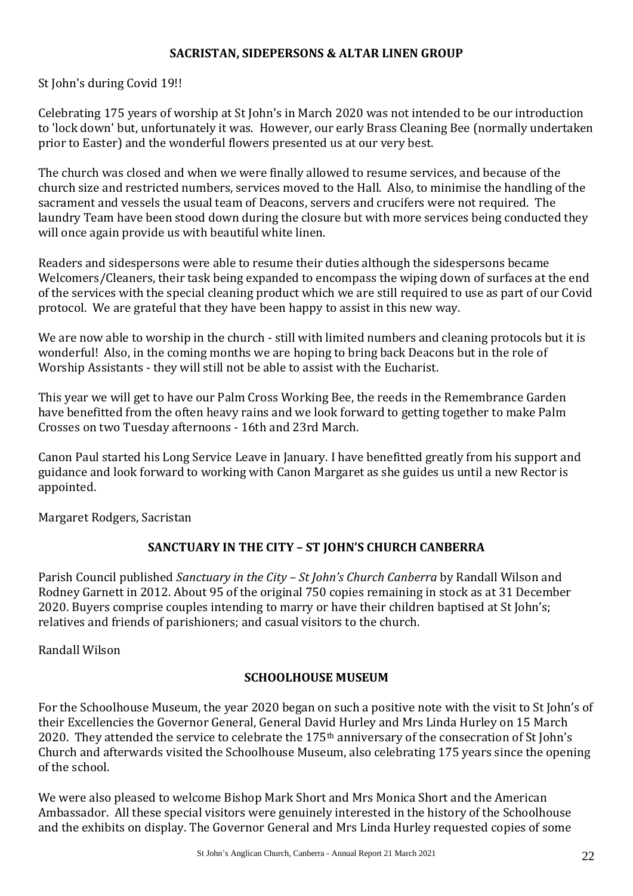## SACRISTAN, SIDEPERSONS & ALTAR LINEN GROUP

St John's during Covid 19!!

Celebrating 175 years of worship at St John's in March 2020 was not intended to be our introduction to 'lock down' but, unfortunately it was. However, our early Brass Cleaning Bee (normally undertaken prior to Easter) and the wonderful flowers presented us at our very best.

The church was closed and when we were finally allowed to resume services, and because of the church size and restricted numbers, services moved to the Hall. Also, to minimise the handling of the sacrament and vessels the usual team of Deacons, servers and crucifers were not required. The laundry Team have been stood down during the closure but with more services being conducted they will once again provide us with beautiful white linen.

Readers and sidespersons were able to resume their duties although the sidespersons became Welcomers/Cleaners, their task being expanded to encompass the wiping down of surfaces at the end of the services with the special cleaning product which we are still required to use as part of our Covid protocol. We are grateful that they have been happy to assist in this new way.

We are now able to worship in the church - still with limited numbers and cleaning protocols but it is wonderful! Also, in the coming months we are hoping to bring back Deacons but in the role of Worship Assistants - they will still not be able to assist with the Eucharist.

This year we will get to have our Palm Cross Working Bee, the reeds in the Remembrance Garden have benefitted from the often heavy rains and we look forward to getting together to make Palm Crosses on two Tuesday afternoons - 16th and 23rd March.

Canon Paul started his Long Service Leave in January. I have benefitted greatly from his support and guidance and look forward to working with Canon Margaret as she guides us until a new Rector is appointed.

Margaret Rodgers, Sacristan

## SANCTUARY IN THE CITY – ST JOHN'S CHURCH CANBERRA

Parish Council published *Sanctuary in the City – St John's Church Canberra* by Randall Wilson and Rodney Garnett in 2012. About 95 of the original 750 copies remaining in stock as at 31 December 2020. Buyers comprise couples intending to marry or have their children baptised at St John's; relatives and friends of parishioners; and casual visitors to the church.

Randall Wilson

## SCHOOLHOUSE MUSEUM

For the Schoolhouse Museum, the year 2020 began on such a positive note with the visit to St John's of their Excellencies the Governor General, General David Hurley and Mrs Linda Hurley on 15 March 2020. They attended the service to celebrate the 175th anniversary of the consecration of St John's Church and afterwards visited the Schoolhouse Museum, also celebrating 175 years since the opening of the school.

We were also pleased to welcome Bishop Mark Short and Mrs Monica Short and the American Ambassador. All these special visitors were genuinely interested in the history of the Schoolhouse and the exhibits on display. The Governor General and Mrs Linda Hurley requested copies of some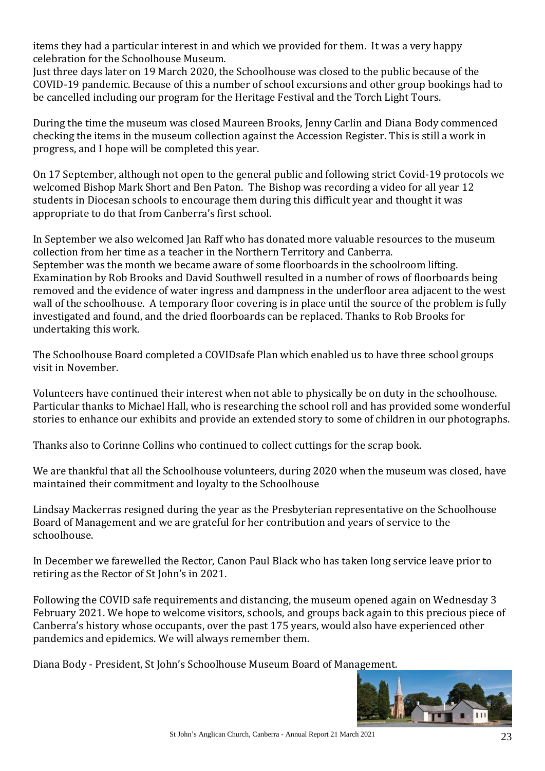items they had a particular interest in and which we provided for them. It was a very happy celebration for the Schoolhouse Museum.
Just three days later on 19 March 2020, the Schoolhouse was closed to the public because of the COVID-19 pandemic. Because of this a number of school excursions and other group bookings had to be cancelled including our program for the Heritage Festival and the Torch Light Tours.

During the time the museum was closed Maureen Brooks, Jenny Carlin and Diana Body commenced checking the items in the museum collection against the Accession Register. This is still a work in progress, and I hope will be completed this year.

On 17 September, although not open to the general public and following strict Covid-19 protocols we welcomed Bishop Mark Short and Ben Paton. The Bishop was recording a video for all year 12 students in Diocesan schools to encourage them during this difficult year and thought it was appropriate to do that from Canberra's first school.

In September we also welcomed Jan Raff who has donated more valuable resources to the museum collection from her time as a teacher in the Northern Territory and Canberra.
September was the month we became aware of some floorboards in the schoolroom lifting. Examination by Rob Brooks and David Southwell resulted in a number of rows of floorboards being removed and the evidence of water ingress and dampness in the underfloor area adjacent to the west wall of the schoolhouse. A temporary floor covering is in place until the source of the problem is fully investigated and found, and the dried floorboards can be replaced. Thanks to Rob Brooks for undertaking this work.

The Schoolhouse Board completed a COVIDsafe Plan which enabled us to have three school groups visit in November.

Volunteers have continued their interest when not able to physically be on duty in the schoolhouse. Particular thanks to Michael Hall, who is researching the school roll and has provided some wonderful stories to enhance our exhibits and provide an extended story to some of children in our photographs.

Thanks also to Corinne Collins who continued to collect cuttings for the scrap book.

We are thankful that all the Schoolhouse volunteers, during 2020 when the museum was closed, have maintained their commitment and loyalty to the Schoolhouse

Lindsay Mackerras resigned during the year as the Presbyterian representative on the Schoolhouse Board of Management and we are grateful for her contribution and years of service to the schoolhouse.

In December we farewelled the Rector, Canon Paul Black who has taken long service leave prior to retiring as the Rector of St John's in 2021.

Following the COVID safe requirements and distancing, the museum opened again on Wednesday 3 February 2021. We hope to welcome visitors, schools, and groups back again to this precious piece of Canberra's history whose occupants, over the past 175 years, would also have experienced other pandemics and epidemics. We will always remember them.

Diana Body - President, St John's Schoolhouse Museum Board of Management.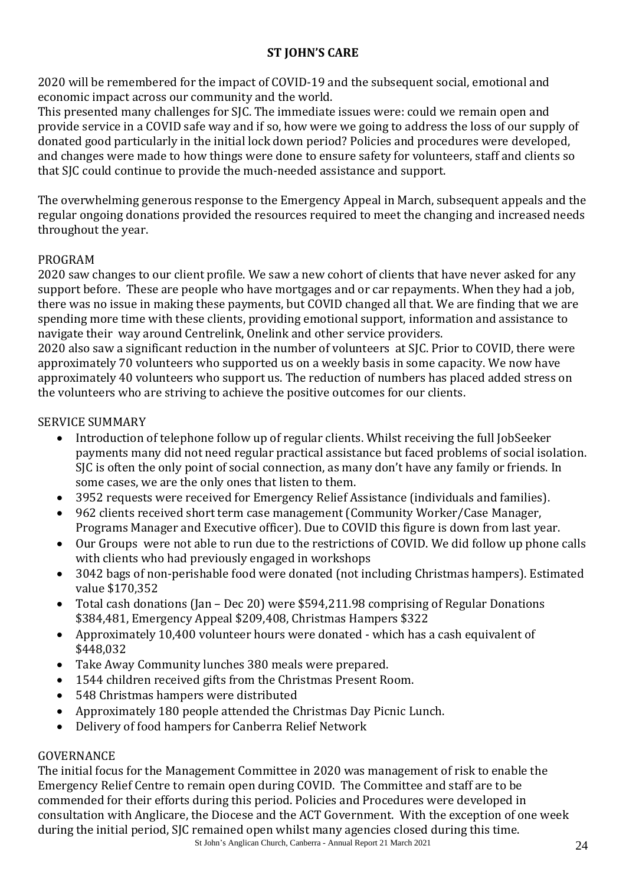## ST JOHN'S CARE

2020 will be remembered for the impact of COVID-19 and the subsequent social, emotional and economic impact across our community and the world.
This presented many challenges for SJC. The immediate issues were: could we remain open and provide service in a COVID safe way and if so, how were we going to address the loss of our supply of donated good particularly in the initial lock down period? Policies and procedures were developed, and changes were made to how things were done to ensure safety for volunteers, staff and clients so that SJC could continue to provide the much-needed assistance and support.

The overwhelming generous response to the Emergency Appeal in March, subsequent appeals and the regular ongoing donations provided the resources required to meet the changing and increased needs throughout the year.

### PROGRAM

2020 saw changes to our client profile. We saw a new cohort of clients that have never asked for any support before. These are people who have mortgages and or car repayments. When they had a job, there was no issue in making these payments, but COVID changed all that. We are finding that we are spending more time with these clients, providing emotional support, information and assistance to navigate their way around Centrelink, Onelink and other service providers.
2020 also saw a significant reduction in the number of volunteers at SJC. Prior to COVID, there were approximately 70 volunteers who supported us on a weekly basis in some capacity. We now have approximately 40 volunteers who support us. The reduction of numbers has placed added stress on the volunteers who are striving to achieve the positive outcomes for our clients.

### SERVICE SUMMARY

- Introduction of telephone follow up of regular clients. Whilst receiving the full JobSeeker payments many did not need regular practical assistance but faced problems of social isolation. SJC is often the only point of social connection, as many don't have any family or friends. In some cases, we are the only ones that listen to them.
- 3952 requests were received for Emergency Relief Assistance (individuals and families).
- 962 clients received short term case management (Community Worker/Case Manager, Programs Manager and Executive officer). Due to COVID this figure is down from last year.
- Our Groups were not able to run due to the restrictions of COVID. We did follow up phone calls with clients who had previously engaged in workshops
- 3042 bags of non-perishable food were donated (not including Christmas hampers). Estimated value $170,352
- Total cash donations (Jan – Dec 20) were $594,211.98 comprising of Regular Donations $384,481, Emergency Appeal $209,408, Christmas Hampers $322
- Approximately 10,400 volunteer hours were donated - which has a cash equivalent of $448,032
- Take Away Community lunches 380 meals were prepared.
- 1544 children received gifts from the Christmas Present Room.
- 548 Christmas hampers were distributed
- Approximately 180 people attended the Christmas Day Picnic Lunch.
- Delivery of food hampers for Canberra Relief Network

### GOVERNANCE

The initial focus for the Management Committee in 2020 was management of risk to enable the Emergency Relief Centre to remain open during COVID. The Committee and staff are to be commended for their efforts during this period. Policies and Procedures were developed in consultation with Anglicare, the Diocese and the ACT Government. With the exception of one week during the initial period, SJC remained open whilst many agencies closed during this time.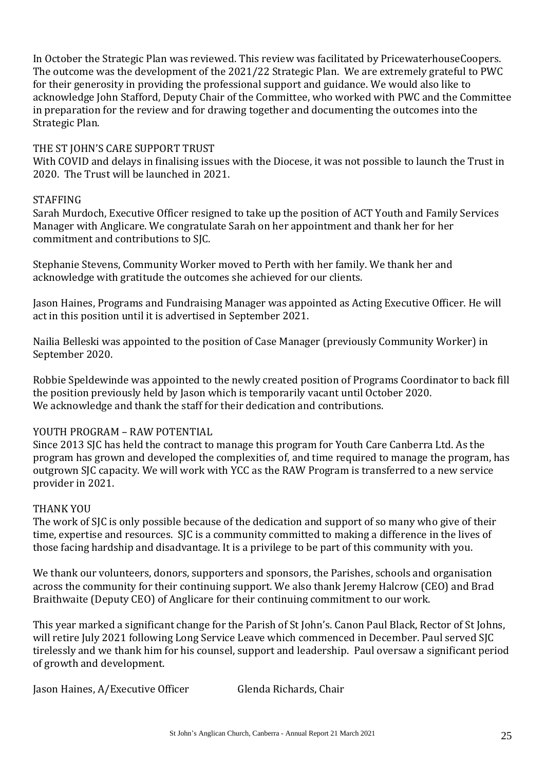In October the Strategic Plan was reviewed. This review was facilitated by PricewaterhouseCoopers. The outcome was the development of the 2021/22 Strategic Plan. We are extremely grateful to PWC for their generosity in providing the professional support and guidance. We would also like to acknowledge John Stafford, Deputy Chair of the Committee, who worked with PWC and the Committee in preparation for the review and for drawing together and documenting the outcomes into the Strategic Plan.

## THE ST JOHN'S CARE SUPPORT TRUST

With COVID and delays in finalising issues with the Diocese, it was not possible to launch the Trust in 2020. The Trust will be launched in 2021.

## STAFFING

Sarah Murdoch, Executive Officer resigned to take up the position of ACT Youth and Family Services Manager with Anglicare. We congratulate Sarah on her appointment and thank her for her commitment and contributions to SJC.

Stephanie Stevens, Community Worker moved to Perth with her family. We thank her and acknowledge with gratitude the outcomes she achieved for our clients.

Jason Haines, Programs and Fundraising Manager was appointed as Acting Executive Officer. He will act in this position until it is advertised in September 2021.

Nailia Belleski was appointed to the position of Case Manager (previously Community Worker) in September 2020.

Robbie Speldewinde was appointed to the newly created position of Programs Coordinator to back fill the position previously held by Jason which is temporarily vacant until October 2020.
We acknowledge and thank the staff for their dedication and contributions.

## YOUTH PROGRAM – RAW POTENTIAL

Since 2013 SJC has held the contract to manage this program for Youth Care Canberra Ltd. As the program has grown and developed the complexities of, and time required to manage the program, has outgrown SJC capacity. We will work with YCC as the RAW Program is transferred to a new service provider in 2021.

## THANK YOU

The work of SJC is only possible because of the dedication and support of so many who give of their time, expertise and resources. SJC is a community committed to making a difference in the lives of those facing hardship and disadvantage. It is a privilege to be part of this community with you.

We thank our volunteers, donors, supporters and sponsors, the Parishes, schools and organisation across the community for their continuing support. We also thank Jeremy Halcrow (CEO) and Brad Braithwaite (Deputy CEO) of Anglicare for their continuing commitment to our work.

This year marked a significant change for the Parish of St John's. Canon Paul Black, Rector of St Johns, will retire July 2021 following Long Service Leave which commenced in December. Paul served SJC tirelessly and we thank him for his counsel, support and leadership. Paul oversaw a significant period of growth and development.

Jason Haines, A/Executive Officer Glenda Richards, Chair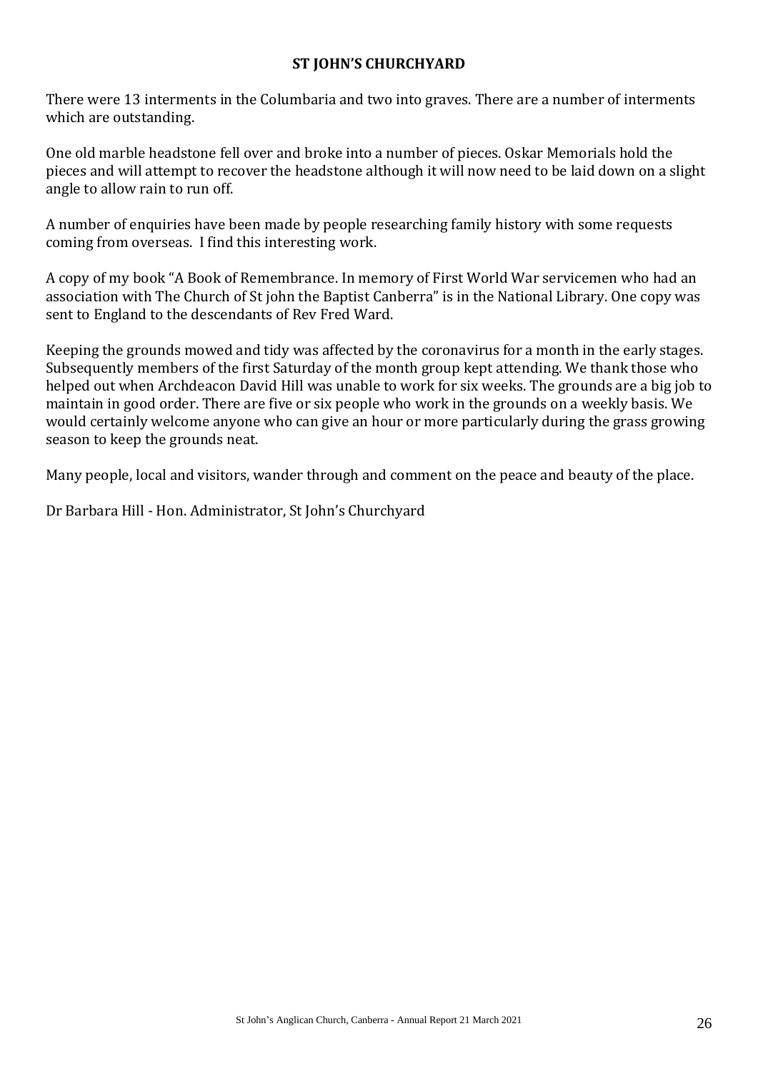## ST JOHN'S CHURCHYARD

There were 13 interments in the Columbaria and two into graves. There are a number of interments which are outstanding.

One old marble headstone fell over and broke into a number of pieces. Oskar Memorials hold the pieces and will attempt to recover the headstone although it will now need to be laid down on a slight angle to allow rain to run off.

A number of enquiries have been made by people researching family history with some requests coming from overseas. I find this interesting work.

A copy of my book "A Book of Remembrance. In memory of First World War servicemen who had an association with The Church of St john the Baptist Canberra" is in the National Library. One copy was sent to England to the descendants of Rev Fred Ward.

Keeping the grounds mowed and tidy was affected by the coronavirus for a month in the early stages. Subsequently members of the first Saturday of the month group kept attending. We thank those who helped out when Archdeacon David Hill was unable to work for six weeks. The grounds are a big job to maintain in good order. There are five or six people who work in the grounds on a weekly basis. We would certainly welcome anyone who can give an hour or more particularly during the grass growing season to keep the grounds neat.

Many people, local and visitors, wander through and comment on the peace and beauty of the place.

Dr Barbara Hill - Hon. Administrator, St John's Churchyard